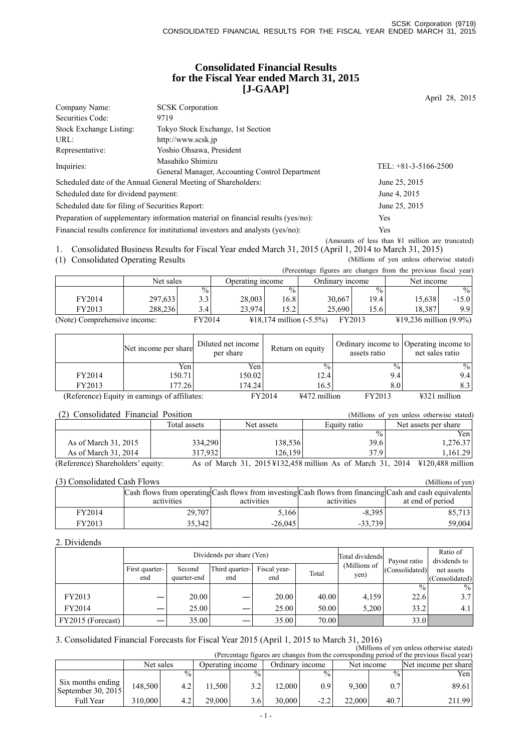# Consolidated Financial Results for the Fiscal Year ended March 31, 2015 [J-GAAP]

April 28, 2015

| | | |
|---|---|---|
| Company Name: | SCSK Corporation | |
| Securities Code: | 9719 | |
| Stock Exchange Listing: | Tokyo Stock Exchange, 1st Section | |
| URL: | http://www.scsk.jp | |
| Representative: | Yoshio Ohsawa, President | |
| Inquiries: | Masahiko Shimizu<br>General Manager, Accounting Control Department | TEL: +81-3-5166-2500 |
| Scheduled date of the Annual General Meeting of Shareholders: | | June 25, 2015 |
| Scheduled date for dividend payment: | | June 4, 2015 |
| Scheduled date for filing of Securities Report: | | June 25, 2015 |
| Preparation of supplementary information material on financial results (yes/no): | | Yes |
| Financial results conference for institutional investors and analysts (yes/no): | | Yes |

(Amounts of less than ¥1 million are truncated)

1. Consolidated Business Results for Fiscal Year ended March 31, 2015 (April 1, 2014 to March 31, 2015)

(1) Consolidated Operating Results

(Millions of yen unless otherwise stated)

(Percentage figures are changes from the previous fiscal year)

| | Net sales | | Operating income | | Ordinary income | | Net income | |
|---|---|---|---|---|---|---|---|---|
| | | % | | % | | % | | % |
| FY2014 | 297,633 | 3.3 | 28,003 | 16.8 | 30,667 | 19.4 | 15,638 | -15.0 |
| FY2013 | 288,236 | 3.4 | 23,974 | 15.2 | 25,690 | 15.6 | 18,387 | 9.9 |

(Note) Comprehensive income: FY2014 ¥18,174 million (-5.5%) FY2013 ¥19,236 million (9.9%)

| | Net income per share | Diluted net income per share | Return on equity | Ordinary income to assets ratio | Operating income to net sales ratio |
|---|---|---|---|---|---|
| | Yen | Yen | % | % | % |
| FY2014 | 150.71 | 150.02 | 12.4 | 9.4 | 9.4 |
| FY2013 | 177.26 | 174.24 | 16.5 | 8.0 | 8.3 |

(Reference) Equity in earnings of affiliates: FY2014 ¥472 million FY2013 ¥321 million

(2) Consolidated Financial Position

(Millions of yen unless otherwise stated)

| | Total assets | Net assets | Equity ratio | Net assets per share |
|---|---|---|---|---|
| | | | % | Yen |
| As of March 31, 2015 | 334,290 | 138,536 | 39.6 | 1,276.37 |
| As of March 31, 2014 | 317,932 | 126,159 | 37.9 | 1,161.29 |

(Reference) Shareholders' equity: As of March 31, 2015 ¥132,458 million As of March 31, 2014 ¥120,488 million

(3) Consolidated Cash Flows

(Millions of yen)

| | Cash flows from operating activities | Cash flows from investing activities | Cash flows from financing activities | Cash and cash equivalents at end of period |
|---|---|---|---|---|
| FY2014 | 29,707 | 5,166 | -8,395 | 85,713 |
| FY2013 | 35,342 | -26,045 | -33,739 | 59,004 |

2. Dividends

| | Dividends per share (Yen) | | | | | Total dividends (Millions of yen) | Payout ratio (Consolidated) | Ratio of dividends to net assets (Consolidated) |
|---|---|---|---|---|---|---|---|---|
| | First quarter-end | Second quarter-end | Third quarter-end | Fiscal year-end | Total | | | |
| | | | | | | | % | % |
| FY2013 | — | 20.00 | — | 20.00 | 40.00 | 4,159 | 22.6 | 3.7 |
| FY2014 | — | 25.00 | — | 25.00 | 50.00 | 5,200 | 33.2 | 4.1 |
| FY2015 (Forecast) | — | 35.00 | — | 35.00 | 70.00 | | 33.0 | |

3. Consolidated Financial Forecasts for Fiscal Year 2015 (April 1, 2015 to March 31, 2016)

(Millions of yen unless otherwise stated)

(Percentage figures are changes from the corresponding period of the previous fiscal year)

| | Net sales | | Operating income | | Ordinary income | | Net income | | Net income per share |
|---|---|---|---|---|---|---|---|---|---|
| | | % | | % | | % | | % | Yen |
| Six months ending September 30, 2015 | 148,500 | 4.2 | 11,500 | 3.2 | 12,000 | 0.9 | 9,300 | 0.7 | 89.61 |
| Full Year | 310,000 | 4.2 | 29,000 | 3.6 | 30,000 | -2.2 | 22,000 | 40.7 | 211.99 |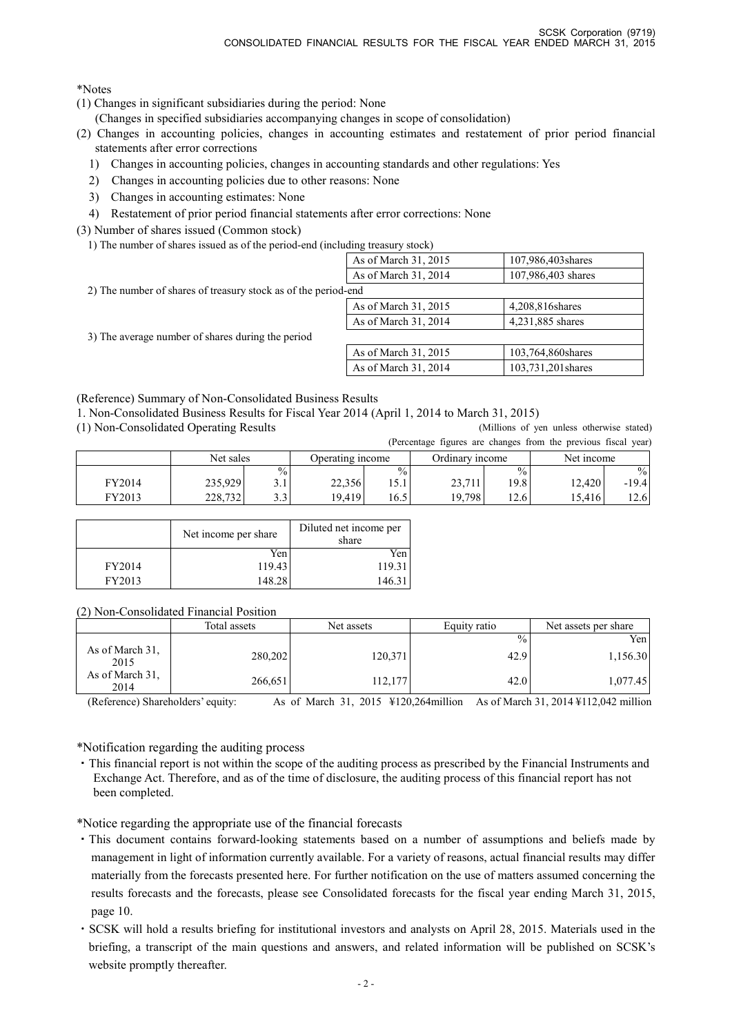*Notes

(1) Changes in significant subsidiaries during the period: None
    (Changes in specified subsidiaries accompanying changes in scope of consolidation)

(2) Changes in accounting policies, changes in accounting estimates and restatement of prior period financial statements after error corrections
   1) Changes in accounting policies, changes in accounting standards and other regulations: Yes
   2) Changes in accounting policies due to other reasons: None
   3) Changes in accounting estimates: None
   4) Restatement of prior period financial statements after error corrections: None

(3) Number of shares issued (Common stock)

1) The number of shares issued as of the period-end (including treasury stock)

| | |
|---|---|
| As of March 31, 2015 | 107,986,403shares |
| As of March 31, 2014 | 107,986,403 shares |

2) The number of shares of treasury stock as of the period-end

| | |
|---|---|
| As of March 31, 2015 | 4,208,816shares |
| As of March 31, 2014 | 4,231,885 shares |

3) The average number of shares during the period

| | |
|---|---|
| As of March 31, 2015 | 103,764,860shares |
| As of March 31, 2014 | 103,731,201shares |

(Reference) Summary of Non-Consolidated Business Results

1. Non-Consolidated Business Results for Fiscal Year 2014 (April 1, 2014 to March 31, 2015)

(1) Non-Consolidated Operating Results

(Millions of yen unless otherwise stated)
(Percentage figures are changes from the previous fiscal year)

| | Net sales | | Operating income | | Ordinary income | | Net income | |
|---|---|---|---|---|---|---|---|---|
| | | % | | % | | % | | % |
| FY2014 | 235,929 | 3.1 | 22,356 | 15.1 | 23,711 | 19.8 | 12,420 | -19.4 |
| FY2013 | 228,732 | 3.3 | 19,419 | 16.5 | 19,798 | 12.6 | 15,416 | 12.6 |

| | Net income per share | Diluted net income per share |
|---|---|---|
| | Yen | Yen |
| FY2014 | 119.43 | 119.31 |
| FY2013 | 148.28 | 146.31 |

(2) Non-Consolidated Financial Position

| | Total assets | Net assets | Equity ratio | Net assets per share |
|---|---|---|---|---|
| | | | % | Yen |
| As of March 31, 2015 | 280,202 | 120,371 | 42.9 | 1,156.30 |
| As of March 31, 2014 | 266,651 | 112,177 | 42.0 | 1,077.45 |

(Reference) Shareholders' equity: As of March 31, 2015 ¥120,264million As of March 31, 2014 ¥112,042 million

*Notification regarding the auditing process

・This financial report is not within the scope of the auditing process as prescribed by the Financial Instruments and Exchange Act. Therefore, and as of the time of disclosure, the auditing process of this financial report has not been completed.

*Notice regarding the appropriate use of the financial forecasts

・This document contains forward-looking statements based on a number of assumptions and beliefs made by management in light of information currently available. For a variety of reasons, actual financial results may differ materially from the forecasts presented here. For further notification on the use of matters assumed concerning the results forecasts and the forecasts, please see Consolidated forecasts for the fiscal year ending March 31, 2015, page 10.

・SCSK will hold a results briefing for institutional investors and analysts on April 28, 2015. Materials used in the briefing, a transcript of the main questions and answers, and related information will be published on SCSK's website promptly thereafter.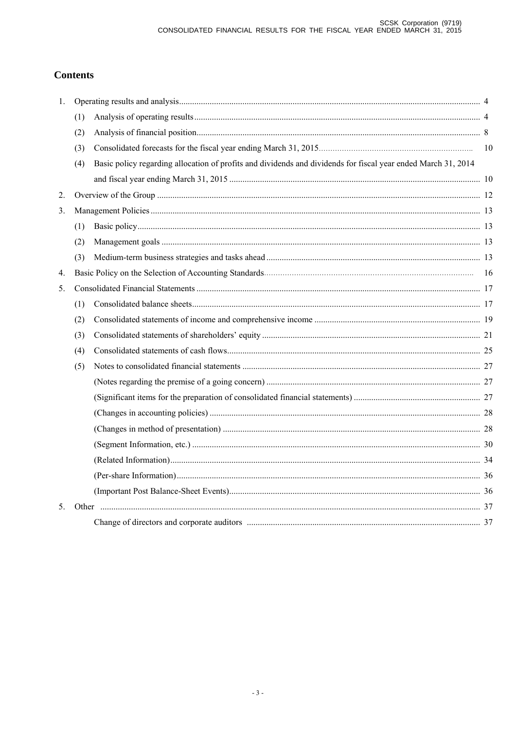## Contents

1. Operating results and analysis ........ 4
   (1) Analysis of operating results ........ 4
   (2) Analysis of financial position ........ 8
   (3) Consolidated forecasts for the fiscal year ending March 31, 2015 ........ 10
   (4) Basic policy regarding allocation of profits and dividends and dividends for fiscal year ended March 31, 2014 and fiscal year ending March 31, 2015 ........ 10
2. Overview of the Group ........ 12
3. Management Policies ........ 13
   (1) Basic policy ........ 13
   (2) Management goals ........ 13
   (3) Medium-term business strategies and tasks ahead ........ 13
4. Basic Policy on the Selection of Accounting Standards ........ 16
5. Consolidated Financial Statements ........ 17
   (1) Consolidated balance sheets ........ 17
   (2) Consolidated statements of income and comprehensive income ........ 19
   (3) Consolidated statements of shareholders' equity ........ 21
   (4) Consolidated statements of cash flows ........ 25
   (5) Notes to consolidated financial statements ........ 27
      (Notes regarding the premise of a going concern) ........ 27
      (Significant items for the preparation of consolidated financial statements) ........ 27
      (Changes in accounting policies) ........ 28
      (Changes in method of presentation) ........ 28
      (Segment Information, etc.) ........ 30
      (Related Information) ........ 34
      (Per-share Information) ........ 36
      (Important Post Balance-Sheet Events) ........ 36
5. Other ........ 37
      Change of directors and corporate auditors ........ 37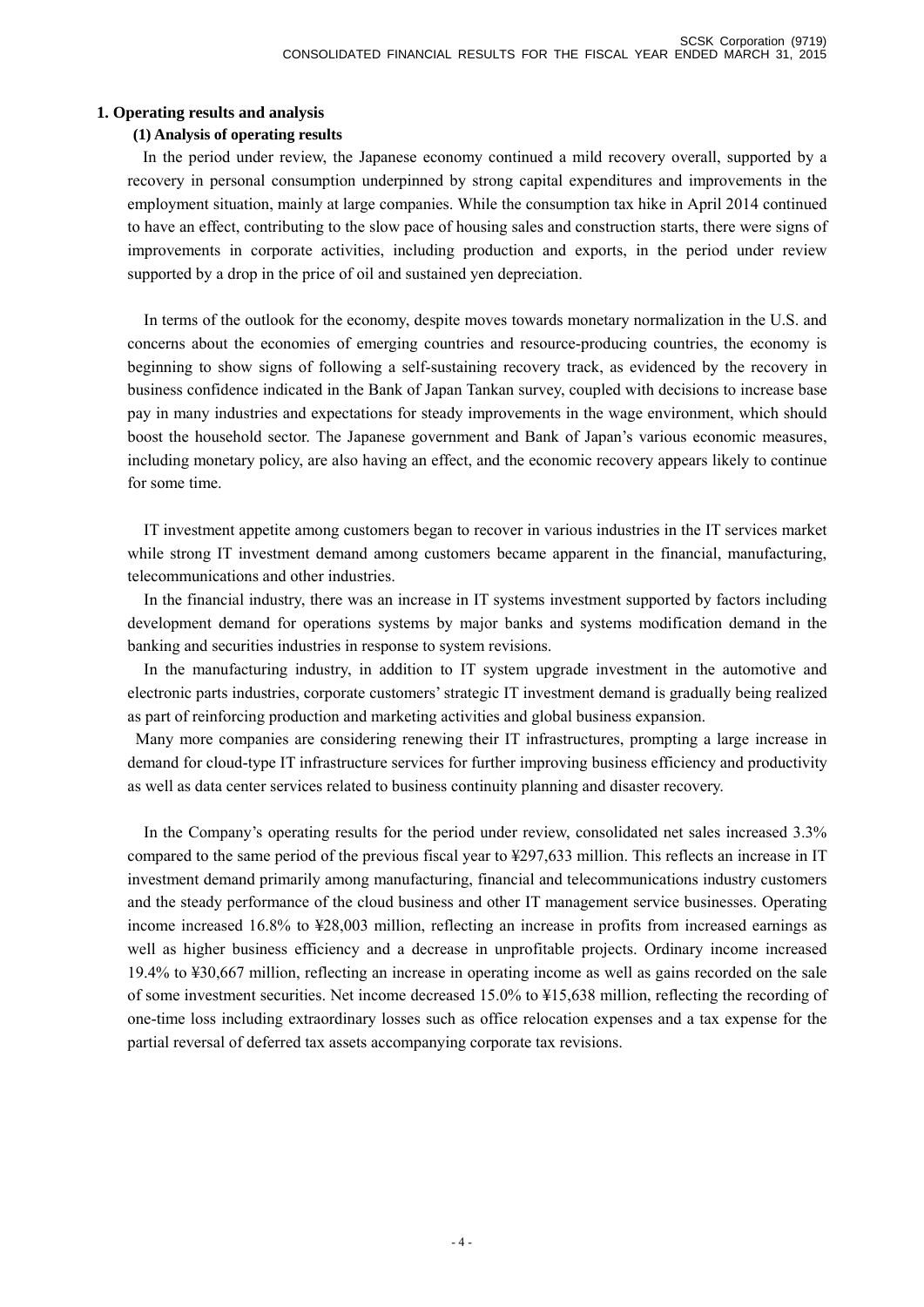## 1. Operating results and analysis

### (1) Analysis of operating results

In the period under review, the Japanese economy continued a mild recovery overall, supported by a recovery in personal consumption underpinned by strong capital expenditures and improvements in the employment situation, mainly at large companies. While the consumption tax hike in April 2014 continued to have an effect, contributing to the slow pace of housing sales and construction starts, there were signs of improvements in corporate activities, including production and exports, in the period under review supported by a drop in the price of oil and sustained yen depreciation.

In terms of the outlook for the economy, despite moves towards monetary normalization in the U.S. and concerns about the economies of emerging countries and resource-producing countries, the economy is beginning to show signs of following a self-sustaining recovery track, as evidenced by the recovery in business confidence indicated in the Bank of Japan Tankan survey, coupled with decisions to increase base pay in many industries and expectations for steady improvements in the wage environment, which should boost the household sector. The Japanese government and Bank of Japan's various economic measures, including monetary policy, are also having an effect, and the economic recovery appears likely to continue for some time.

IT investment appetite among customers began to recover in various industries in the IT services market while strong IT investment demand among customers became apparent in the financial, manufacturing, telecommunications and other industries.

In the financial industry, there was an increase in IT systems investment supported by factors including development demand for operations systems by major banks and systems modification demand in the banking and securities industries in response to system revisions.

In the manufacturing industry, in addition to IT system upgrade investment in the automotive and electronic parts industries, corporate customers' strategic IT investment demand is gradually being realized as part of reinforcing production and marketing activities and global business expansion.

Many more companies are considering renewing their IT infrastructures, prompting a large increase in demand for cloud-type IT infrastructure services for further improving business efficiency and productivity as well as data center services related to business continuity planning and disaster recovery.

In the Company's operating results for the period under review, consolidated net sales increased 3.3% compared to the same period of the previous fiscal year to ¥297,633 million. This reflects an increase in IT investment demand primarily among manufacturing, financial and telecommunications industry customers and the steady performance of the cloud business and other IT management service businesses. Operating income increased 16.8% to ¥28,003 million, reflecting an increase in profits from increased earnings as well as higher business efficiency and a decrease in unprofitable projects. Ordinary income increased 19.4% to ¥30,667 million, reflecting an increase in operating income as well as gains recorded on the sale of some investment securities. Net income decreased 15.0% to ¥15,638 million, reflecting the recording of one-time loss including extraordinary losses such as office relocation expenses and a tax expense for the partial reversal of deferred tax assets accompanying corporate tax revisions.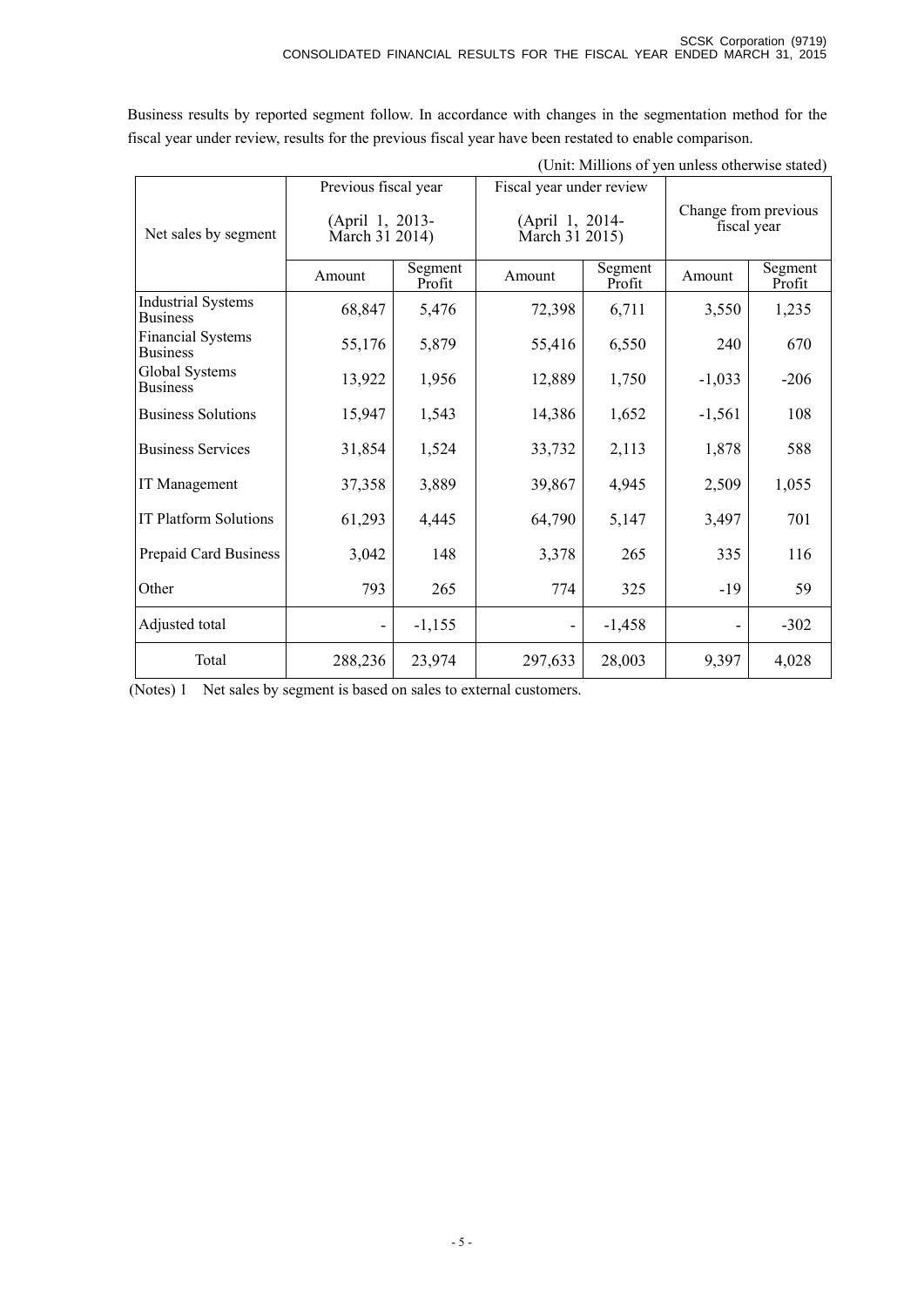Business results by reported segment follow. In accordance with changes in the segmentation method for the fiscal year under review, results for the previous fiscal year have been restated to enable comparison.

(Unit: Millions of yen unless otherwise stated)

| Net sales by segment | Previous fiscal year (April 1, 2013-March 31 2014) | | Fiscal year under review (April 1, 2014-March 31 2015) | | Change from previous fiscal year | |
|---|---|---|---|---|---|---|
| | Amount | Segment Profit | Amount | Segment Profit | Amount | Segment Profit |
| Industrial Systems Business | 68,847 | 5,476 | 72,398 | 6,711 | 3,550 | 1,235 |
| Financial Systems Business | 55,176 | 5,879 | 55,416 | 6,550 | 240 | 670 |
| Global Systems Business | 13,922 | 1,956 | 12,889 | 1,750 | -1,033 | -206 |
| Business Solutions | 15,947 | 1,543 | 14,386 | 1,652 | -1,561 | 108 |
| Business Services | 31,854 | 1,524 | 33,732 | 2,113 | 1,878 | 588 |
| IT Management | 37,358 | 3,889 | 39,867 | 4,945 | 2,509 | 1,055 |
| IT Platform Solutions | 61,293 | 4,445 | 64,790 | 5,147 | 3,497 | 701 |
| Prepaid Card Business | 3,042 | 148 | 3,378 | 265 | 335 | 116 |
| Other | 793 | 265 | 774 | 325 | -19 | 59 |
| Adjusted total | - | -1,155 | - | -1,458 | - | -302 |
| Total | 288,236 | 23,974 | 297,633 | 28,003 | 9,397 | 4,028 |

(Notes) 1 Net sales by segment is based on sales to external customers.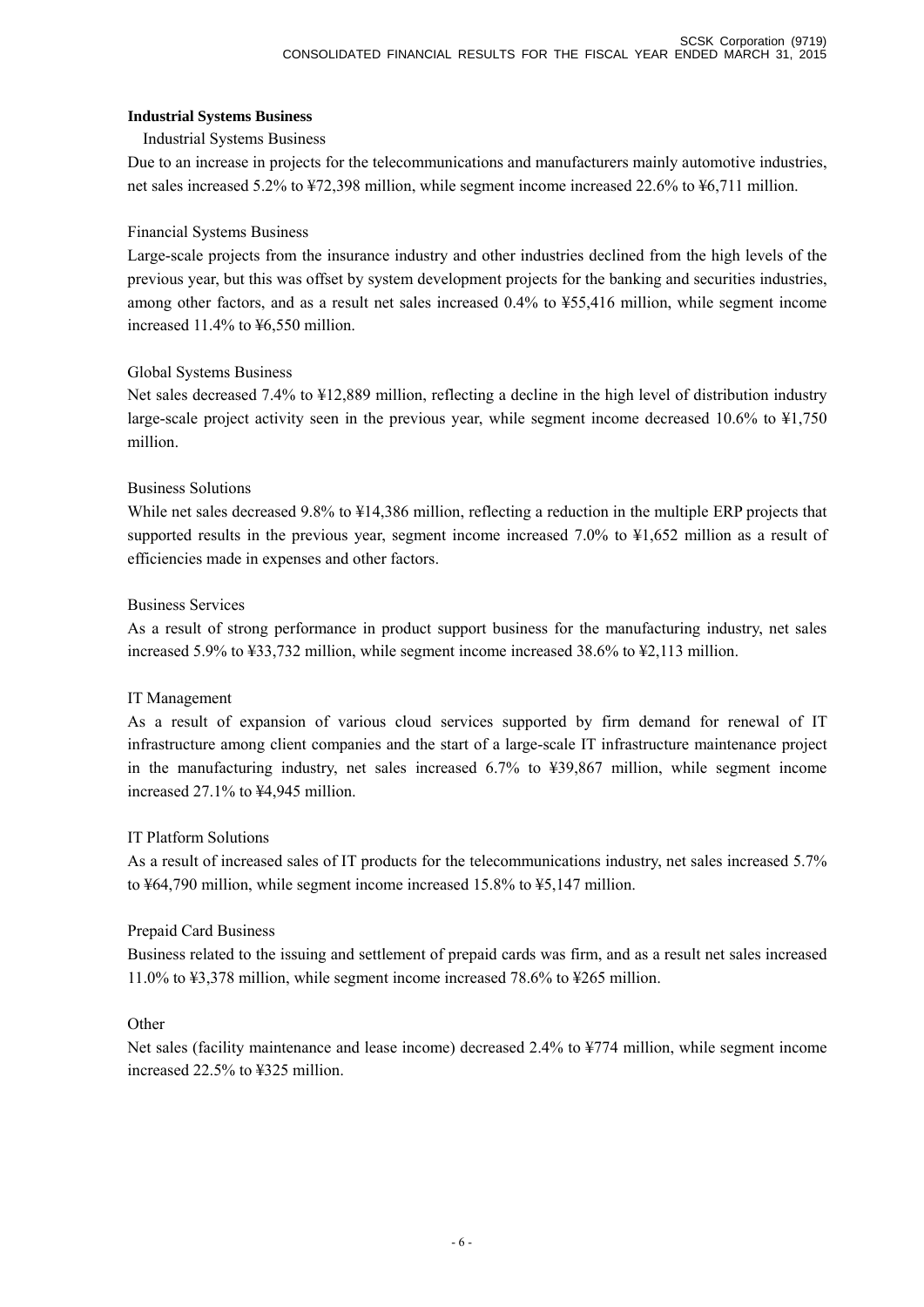**Industrial Systems Business**

Industrial Systems Business

Due to an increase in projects for the telecommunications and manufacturers mainly automotive industries, net sales increased 5.2% to ¥72,398 million, while segment income increased 22.6% to ¥6,711 million.

Financial Systems Business

Large-scale projects from the insurance industry and other industries declined from the high levels of the previous year, but this was offset by system development projects for the banking and securities industries, among other factors, and as a result net sales increased 0.4% to ¥55,416 million, while segment income increased 11.4% to ¥6,550 million.

Global Systems Business

Net sales decreased 7.4% to ¥12,889 million, reflecting a decline in the high level of distribution industry large-scale project activity seen in the previous year, while segment income decreased 10.6% to ¥1,750 million.

Business Solutions

While net sales decreased 9.8% to ¥14,386 million, reflecting a reduction in the multiple ERP projects that supported results in the previous year, segment income increased 7.0% to ¥1,652 million as a result of efficiencies made in expenses and other factors.

Business Services

As a result of strong performance in product support business for the manufacturing industry, net sales increased 5.9% to ¥33,732 million, while segment income increased 38.6% to ¥2,113 million.

IT Management

As a result of expansion of various cloud services supported by firm demand for renewal of IT infrastructure among client companies and the start of a large-scale IT infrastructure maintenance project in the manufacturing industry, net sales increased 6.7% to ¥39,867 million, while segment income increased 27.1% to ¥4,945 million.

IT Platform Solutions

As a result of increased sales of IT products for the telecommunications industry, net sales increased 5.7% to ¥64,790 million, while segment income increased 15.8% to ¥5,147 million.

Prepaid Card Business

Business related to the issuing and settlement of prepaid cards was firm, and as a result net sales increased 11.0% to ¥3,378 million, while segment income increased 78.6% to ¥265 million.

Other

Net sales (facility maintenance and lease income) decreased 2.4% to ¥774 million, while segment income increased 22.5% to ¥325 million.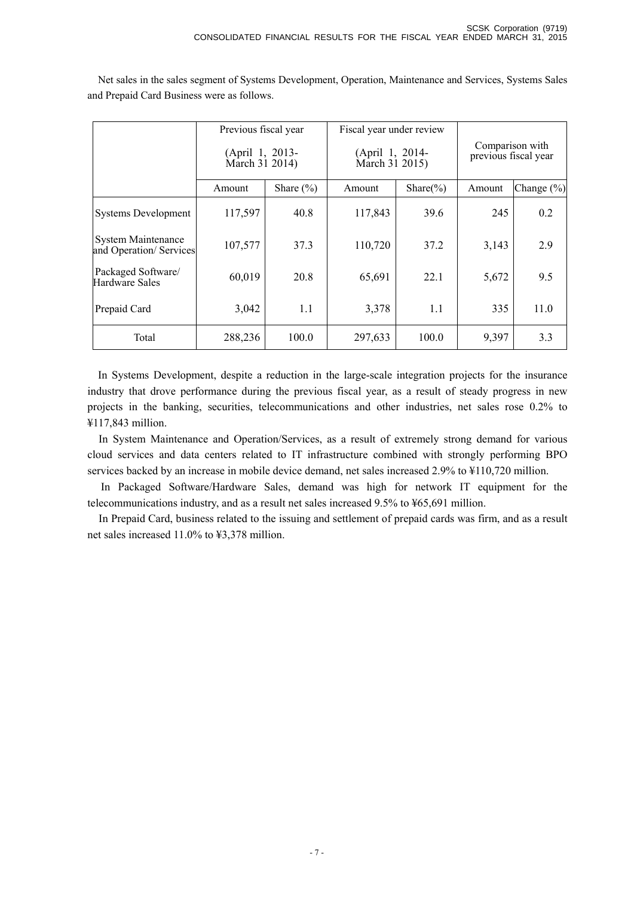Net sales in the sales segment of Systems Development, Operation, Maintenance and Services, Systems Sales and Prepaid Card Business were as follows.

| | Previous fiscal year (April 1, 2013- March 31 2014) | | Fiscal year under review (April 1, 2014- March 31 2015) | | Comparison with previous fiscal year | |
|---|---|---|---|---|---|---|
| | Amount | Share (%) | Amount | Share(%) | Amount | Change (%) |
| Systems Development | 117,597 | 40.8 | 117,843 | 39.6 | 245 | 0.2 |
| System Maintenance and Operation/ Services | 107,577 | 37.3 | 110,720 | 37.2 | 3,143 | 2.9 |
| Packaged Software/ Hardware Sales | 60,019 | 20.8 | 65,691 | 22.1 | 5,672 | 9.5 |
| Prepaid Card | 3,042 | 1.1 | 3,378 | 1.1 | 335 | 11.0 |
| Total | 288,236 | 100.0 | 297,633 | 100.0 | 9,397 | 3.3 |

In Systems Development, despite a reduction in the large-scale integration projects for the insurance industry that drove performance during the previous fiscal year, as a result of steady progress in new projects in the banking, securities, telecommunications and other industries, net sales rose 0.2% to ¥117,843 million.

In System Maintenance and Operation/Services, as a result of extremely strong demand for various cloud services and data centers related to IT infrastructure combined with strongly performing BPO services backed by an increase in mobile device demand, net sales increased 2.9% to ¥110,720 million.

In Packaged Software/Hardware Sales, demand was high for network IT equipment for the telecommunications industry, and as a result net sales increased 9.5% to ¥65,691 million.

In Prepaid Card, business related to the issuing and settlement of prepaid cards was firm, and as a result net sales increased 11.0% to ¥3,378 million.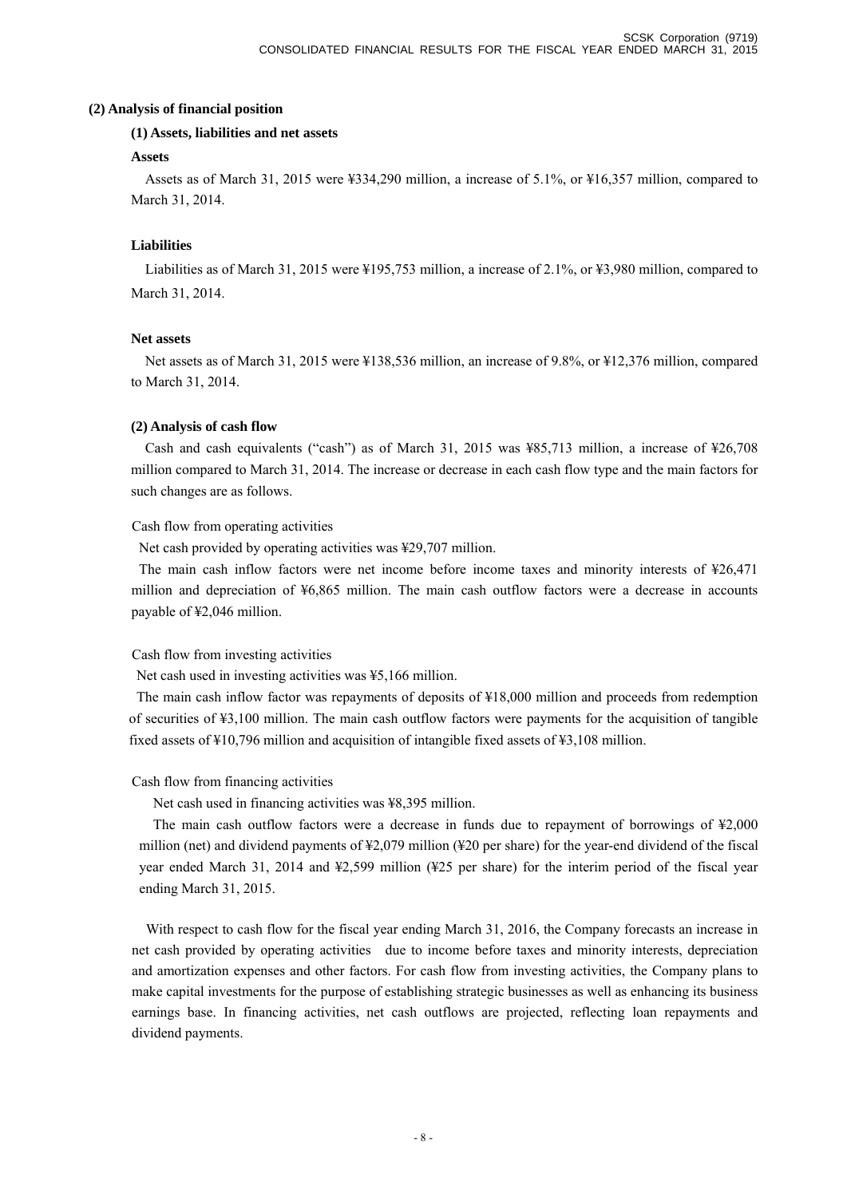## (2) Analysis of financial position

### (1) Assets, liabilities and net assets

**Assets**

Assets as of March 31, 2015 were ¥334,290 million, a increase of 5.1%, or ¥16,357 million, compared to March 31, 2014.

**Liabilities**

Liabilities as of March 31, 2015 were ¥195,753 million, a increase of 2.1%, or ¥3,980 million, compared to March 31, 2014.

**Net assets**

Net assets as of March 31, 2015 were ¥138,536 million, an increase of 9.8%, or ¥12,376 million, compared to March 31, 2014.

### (2) Analysis of cash flow

Cash and cash equivalents ("cash") as of March 31, 2015 was ¥85,713 million, a increase of ¥26,708 million compared to March 31, 2014. The increase or decrease in each cash flow type and the main factors for such changes are as follows.

Cash flow from operating activities

Net cash provided by operating activities was ¥29,707 million.

The main cash inflow factors were net income before income taxes and minority interests of ¥26,471 million and depreciation of ¥6,865 million. The main cash outflow factors were a decrease in accounts payable of ¥2,046 million.

Cash flow from investing activities

Net cash used in investing activities was ¥5,166 million.

The main cash inflow factor was repayments of deposits of ¥18,000 million and proceeds from redemption of securities of ¥3,100 million. The main cash outflow factors were payments for the acquisition of tangible fixed assets of ¥10,796 million and acquisition of intangible fixed assets of ¥3,108 million.

Cash flow from financing activities

Net cash used in financing activities was ¥8,395 million.

The main cash outflow factors were a decrease in funds due to repayment of borrowings of ¥2,000 million (net) and dividend payments of ¥2,079 million (¥20 per share) for the year-end dividend of the fiscal year ended March 31, 2014 and ¥2,599 million (¥25 per share) for the interim period of the fiscal year ending March 31, 2015.

With respect to cash flow for the fiscal year ending March 31, 2016, the Company forecasts an increase in net cash provided by operating activities due to income before taxes and minority interests, depreciation and amortization expenses and other factors. For cash flow from investing activities, the Company plans to make capital investments for the purpose of establishing strategic businesses as well as enhancing its business earnings base. In financing activities, net cash outflows are projected, reflecting loan repayments and dividend payments.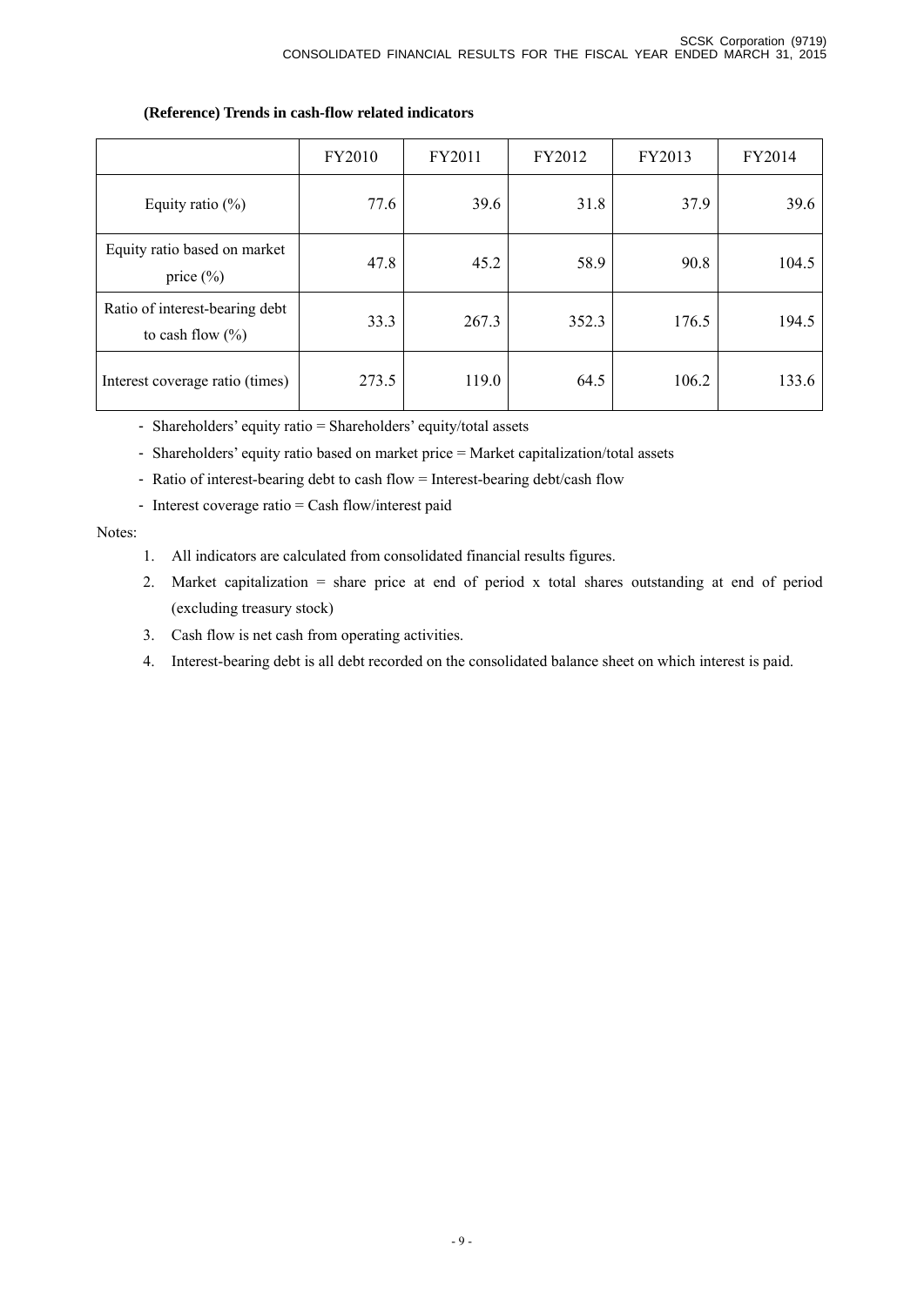**(Reference) Trends in cash-flow related indicators**

| | FY2010 | FY2011 | FY2012 | FY2013 | FY2014 |
|---|---|---|---|---|---|
| Equity ratio (%) | 77.6 | 39.6 | 31.8 | 37.9 | 39.6 |
| Equity ratio based on market price (%) | 47.8 | 45.2 | 58.9 | 90.8 | 104.5 |
| Ratio of interest-bearing debt to cash flow (%) | 33.3 | 267.3 | 352.3 | 176.5 | 194.5 |
| Interest coverage ratio (times) | 273.5 | 119.0 | 64.5 | 106.2 | 133.6 |

- Shareholders' equity ratio = Shareholders' equity/total assets
- Shareholders' equity ratio based on market price = Market capitalization/total assets
- Ratio of interest-bearing debt to cash flow = Interest-bearing debt/cash flow
- Interest coverage ratio = Cash flow/interest paid

Notes:

1. All indicators are calculated from consolidated financial results figures.
2. Market capitalization = share price at end of period x total shares outstanding at end of period (excluding treasury stock)
3. Cash flow is net cash from operating activities.
4. Interest-bearing debt is all debt recorded on the consolidated balance sheet on which interest is paid.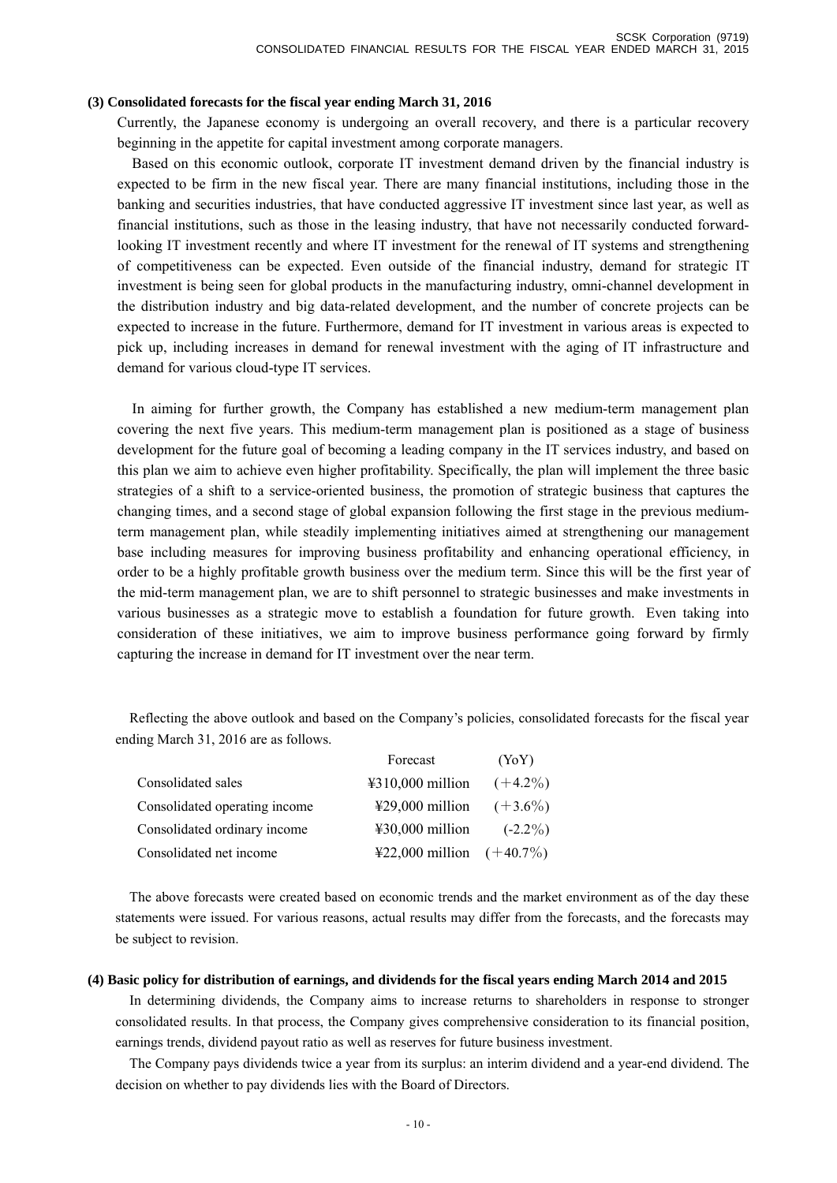### (3) Consolidated forecasts for the fiscal year ending March 31, 2016

Currently, the Japanese economy is undergoing an overall recovery, and there is a particular recovery beginning in the appetite for capital investment among corporate managers.

Based on this economic outlook, corporate IT investment demand driven by the financial industry is expected to be firm in the new fiscal year. There are many financial institutions, including those in the banking and securities industries, that have conducted aggressive IT investment since last year, as well as financial institutions, such as those in the leasing industry, that have not necessarily conducted forward-looking IT investment recently and where IT investment for the renewal of IT systems and strengthening of competitiveness can be expected. Even outside of the financial industry, demand for strategic IT investment is being seen for global products in the manufacturing industry, omni-channel development in the distribution industry and big data-related development, and the number of concrete projects can be expected to increase in the future. Furthermore, demand for IT investment in various areas is expected to pick up, including increases in demand for renewal investment with the aging of IT infrastructure and demand for various cloud-type IT services.

In aiming for further growth, the Company has established a new medium-term management plan covering the next five years. This medium-term management plan is positioned as a stage of business development for the future goal of becoming a leading company in the IT services industry, and based on this plan we aim to achieve even higher profitability. Specifically, the plan will implement the three basic strategies of a shift to a service-oriented business, the promotion of strategic business that captures the changing times, and a second stage of global expansion following the first stage in the previous medium-term management plan, while steadily implementing initiatives aimed at strengthening our management base including measures for improving business profitability and enhancing operational efficiency, in order to be a highly profitable growth business over the medium term. Since this will be the first year of the mid-term management plan, we are to shift personnel to strategic businesses and make investments in various businesses as a strategic move to establish a foundation for future growth. Even taking into consideration of these initiatives, we aim to improve business performance going forward by firmly capturing the increase in demand for IT investment over the near term.

Reflecting the above outlook and based on the Company's policies, consolidated forecasts for the fiscal year ending March 31, 2016 are as follows.

| | Forecast | (YoY) |
|---|---|---|
| Consolidated sales | ¥310,000 million | (+4.2%) |
| Consolidated operating income | ¥29,000 million | (+3.6%) |
| Consolidated ordinary income | ¥30,000 million | (-2.2%) |
| Consolidated net income | ¥22,000 million | (+40.7%) |

The above forecasts were created based on economic trends and the market environment as of the day these statements were issued. For various reasons, actual results may differ from the forecasts, and the forecasts may be subject to revision.

### (4) Basic policy for distribution of earnings, and dividends for the fiscal years ending March 2014 and 2015

In determining dividends, the Company aims to increase returns to shareholders in response to stronger consolidated results. In that process, the Company gives comprehensive consideration to its financial position, earnings trends, dividend payout ratio as well as reserves for future business investment.

The Company pays dividends twice a year from its surplus: an interim dividend and a year-end dividend. The decision on whether to pay dividends lies with the Board of Directors.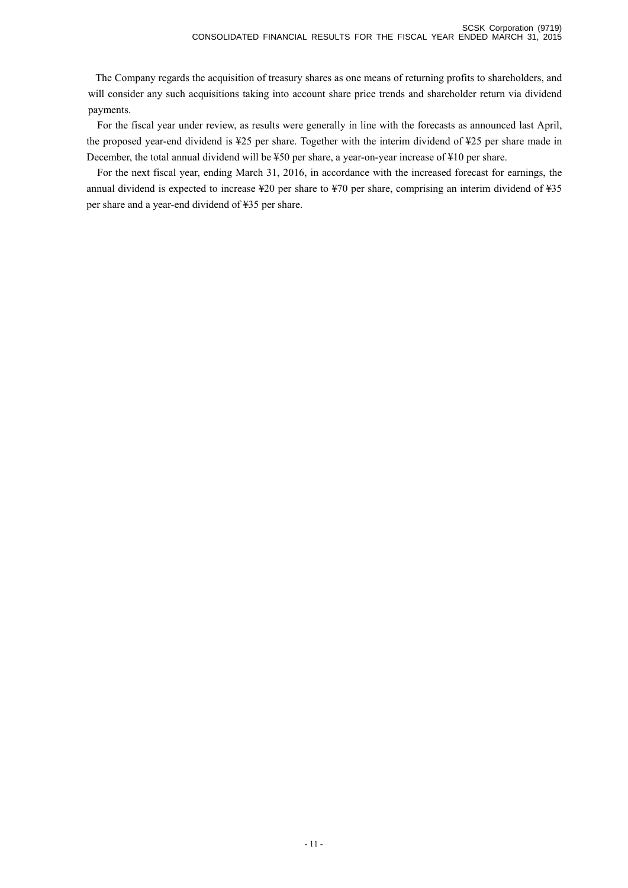The Company regards the acquisition of treasury shares as one means of returning profits to shareholders, and will consider any such acquisitions taking into account share price trends and shareholder return via dividend payments.

For the fiscal year under review, as results were generally in line with the forecasts as announced last April, the proposed year-end dividend is ¥25 per share. Together with the interim dividend of ¥25 per share made in December, the total annual dividend will be ¥50 per share, a year-on-year increase of ¥10 per share.

For the next fiscal year, ending March 31, 2016, in accordance with the increased forecast for earnings, the annual dividend is expected to increase ¥20 per share to ¥70 per share, comprising an interim dividend of ¥35 per share and a year-end dividend of ¥35 per share.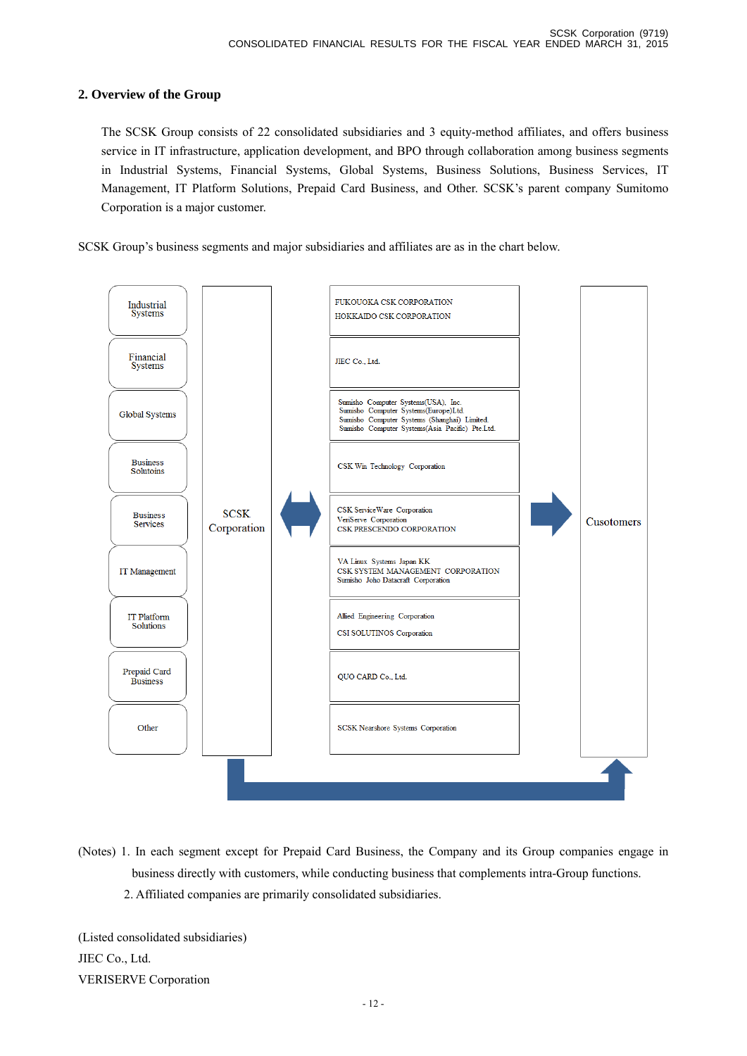## 2. Overview of the Group

The SCSK Group consists of 22 consolidated subsidiaries and 3 equity-method affiliates, and offers business service in IT infrastructure, application development, and BPO through collaboration among business segments in Industrial Systems, Financial Systems, Global Systems, Business Solutions, Business Services, IT Management, IT Platform Solutions, Prepaid Card Business, and Other. SCSK's parent company Sumitomo Corporation is a major customer.

SCSK Group's business segments and major subsidiaries and affiliates are as in the chart below.

| Segment | | Subsidiaries and affiliates | |
|---|---|---|---|
| Industrial Systems | SCSK Corporation | FUKOUOKA CSK CORPORATION<br>HOKKAIDO CSK CORPORATION | Cusotomers |
| Financial Systems | | JIEC Co., Ltd. | |
| Global Systems | | Sumisho Computer Systems(USA), Inc.<br>Sumisho Computer Systems(Europe)Ltd.<br>Sumisho Computer Systems (Shanghai) Limited.<br>Sumisho Computer Systems(Asia Pacific) Pte.Ltd. | |
| Business Solutoins | | CSK Win Technology Corporation | |
| Business Services | | CSK ServiceWare Corporation<br>VeriServe Corporation<br>CSK PRESCENDO CORPORATION | |
| IT Management | | VA Linux Systems Japan KK<br>CSK SYSTEM MANAGEMENT CORPORATION<br>Sumisho Joho Datacraft Corporation | |
| IT Platform Solutions | | Allied Engineering Corporation<br>CSI SOLUTINOS Corporation | |
| Prepaid Card Business | | QUO CARD Co., Ltd. | |
| Other | | SCSK Nearshore Systems Corporation | |

(Notes) 1. In each segment except for Prepaid Card Business, the Company and its Group companies engage in business directly with customers, while conducting business that complements intra-Group functions.

2. Affiliated companies are primarily consolidated subsidiaries.

(Listed consolidated subsidiaries)
JIEC Co., Ltd.
VERISERVE Corporation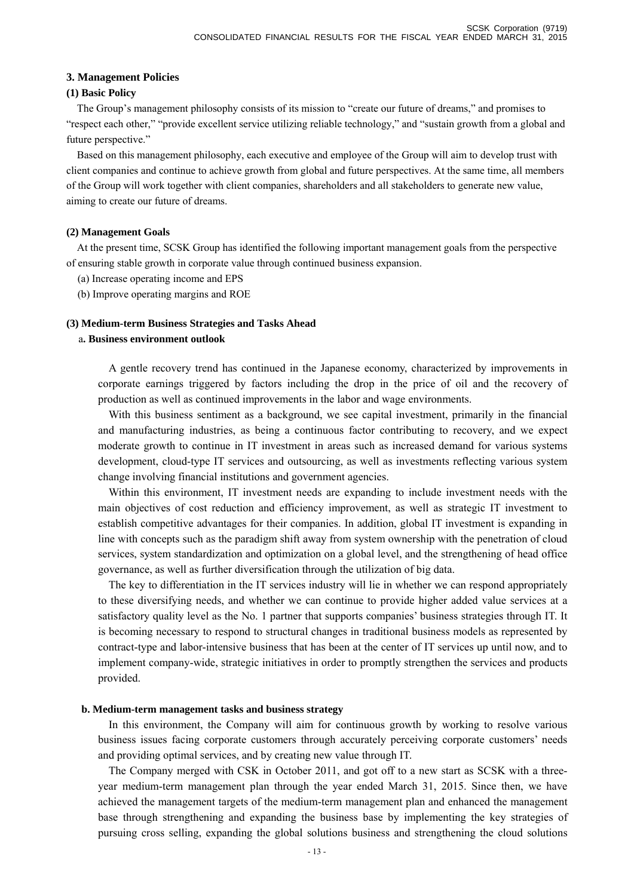## 3. Management Policies

### (1) Basic Policy

The Group's management philosophy consists of its mission to "create our future of dreams," and promises to "respect each other," "provide excellent service utilizing reliable technology," and "sustain growth from a global and future perspective."

Based on this management philosophy, each executive and employee of the Group will aim to develop trust with client companies and continue to achieve growth from global and future perspectives. At the same time, all members of the Group will work together with client companies, shareholders and all stakeholders to generate new value, aiming to create our future of dreams.

### (2) Management Goals

At the present time, SCSK Group has identified the following important management goals from the perspective of ensuring stable growth in corporate value through continued business expansion.

(a) Increase operating income and EPS

(b) Improve operating margins and ROE

### (3) Medium-term Business Strategies and Tasks Ahead

#### a. Business environment outlook

A gentle recovery trend has continued in the Japanese economy, characterized by improvements in corporate earnings triggered by factors including the drop in the price of oil and the recovery of production as well as continued improvements in the labor and wage environments.

With this business sentiment as a background, we see capital investment, primarily in the financial and manufacturing industries, as being a continuous factor contributing to recovery, and we expect moderate growth to continue in IT investment in areas such as increased demand for various systems development, cloud-type IT services and outsourcing, as well as investments reflecting various system change involving financial institutions and government agencies.

Within this environment, IT investment needs are expanding to include investment needs with the main objectives of cost reduction and efficiency improvement, as well as strategic IT investment to establish competitive advantages for their companies. In addition, global IT investment is expanding in line with concepts such as the paradigm shift away from system ownership with the penetration of cloud services, system standardization and optimization on a global level, and the strengthening of head office governance, as well as further diversification through the utilization of big data.

The key to differentiation in the IT services industry will lie in whether we can respond appropriately to these diversifying needs, and whether we can continue to provide higher added value services at a satisfactory quality level as the No. 1 partner that supports companies' business strategies through IT. It is becoming necessary to respond to structural changes in traditional business models as represented by contract-type and labor-intensive business that has been at the center of IT services up until now, and to implement company-wide, strategic initiatives in order to promptly strengthen the services and products provided.

#### b. Medium-term management tasks and business strategy

In this environment, the Company will aim for continuous growth by working to resolve various business issues facing corporate customers through accurately perceiving corporate customers' needs and providing optimal services, and by creating new value through IT.

The Company merged with CSK in October 2011, and got off to a new start as SCSK with a three-year medium-term management plan through the year ended March 31, 2015. Since then, we have achieved the management targets of the medium-term management plan and enhanced the management base through strengthening and expanding the business base by implementing the key strategies of pursuing cross selling, expanding the global solutions business and strengthening the cloud solutions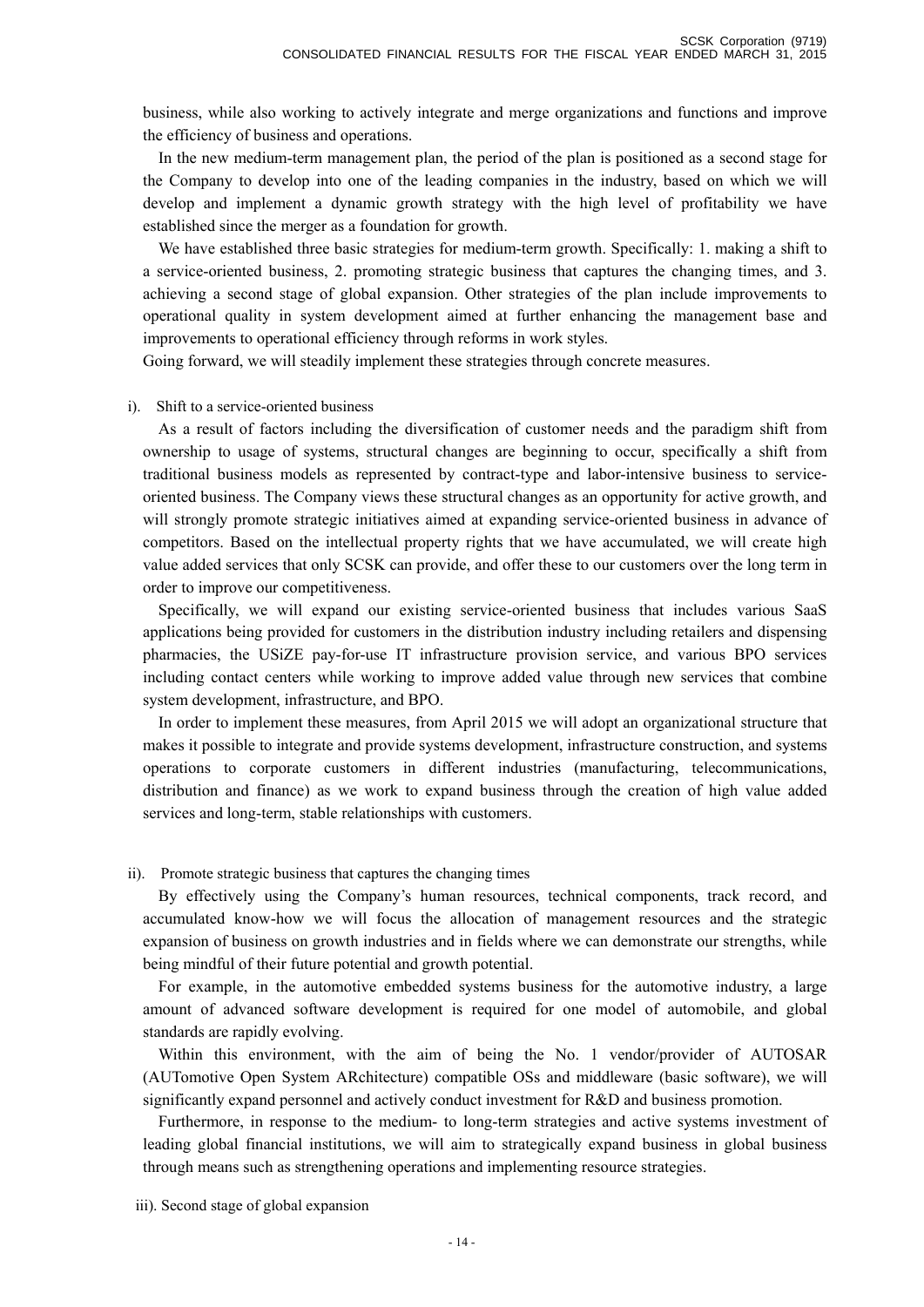business, while also working to actively integrate and merge organizations and functions and improve the efficiency of business and operations.

In the new medium-term management plan, the period of the plan is positioned as a second stage for the Company to develop into one of the leading companies in the industry, based on which we will develop and implement a dynamic growth strategy with the high level of profitability we have established since the merger as a foundation for growth.

We have established three basic strategies for medium-term growth. Specifically: 1. making a shift to a service-oriented business, 2. promoting strategic business that captures the changing times, and 3. achieving a second stage of global expansion. Other strategies of the plan include improvements to operational quality in system development aimed at further enhancing the management base and improvements to operational efficiency through reforms in work styles.

Going forward, we will steadily implement these strategies through concrete measures.

i). Shift to a service-oriented business

As a result of factors including the diversification of customer needs and the paradigm shift from ownership to usage of systems, structural changes are beginning to occur, specifically a shift from traditional business models as represented by contract-type and labor-intensive business to service-oriented business. The Company views these structural changes as an opportunity for active growth, and will strongly promote strategic initiatives aimed at expanding service-oriented business in advance of competitors. Based on the intellectual property rights that we have accumulated, we will create high value added services that only SCSK can provide, and offer these to our customers over the long term in order to improve our competitiveness.

Specifically, we will expand our existing service-oriented business that includes various SaaS applications being provided for customers in the distribution industry including retailers and dispensing pharmacies, the USiZE pay-for-use IT infrastructure provision service, and various BPO services including contact centers while working to improve added value through new services that combine system development, infrastructure, and BPO.

In order to implement these measures, from April 2015 we will adopt an organizational structure that makes it possible to integrate and provide systems development, infrastructure construction, and systems operations to corporate customers in different industries (manufacturing, telecommunications, distribution and finance) as we work to expand business through the creation of high value added services and long-term, stable relationships with customers.

ii). Promote strategic business that captures the changing times

By effectively using the Company's human resources, technical components, track record, and accumulated know-how we will focus the allocation of management resources and the strategic expansion of business on growth industries and in fields where we can demonstrate our strengths, while being mindful of their future potential and growth potential.

For example, in the automotive embedded systems business for the automotive industry, a large amount of advanced software development is required for one model of automobile, and global standards are rapidly evolving.

Within this environment, with the aim of being the No. 1 vendor/provider of AUTOSAR (AUTomotive Open System ARchitecture) compatible OSs and middleware (basic software), we will significantly expand personnel and actively conduct investment for R&D and business promotion.

Furthermore, in response to the medium- to long-term strategies and active systems investment of leading global financial institutions, we will aim to strategically expand business in global business through means such as strengthening operations and implementing resource strategies.

iii). Second stage of global expansion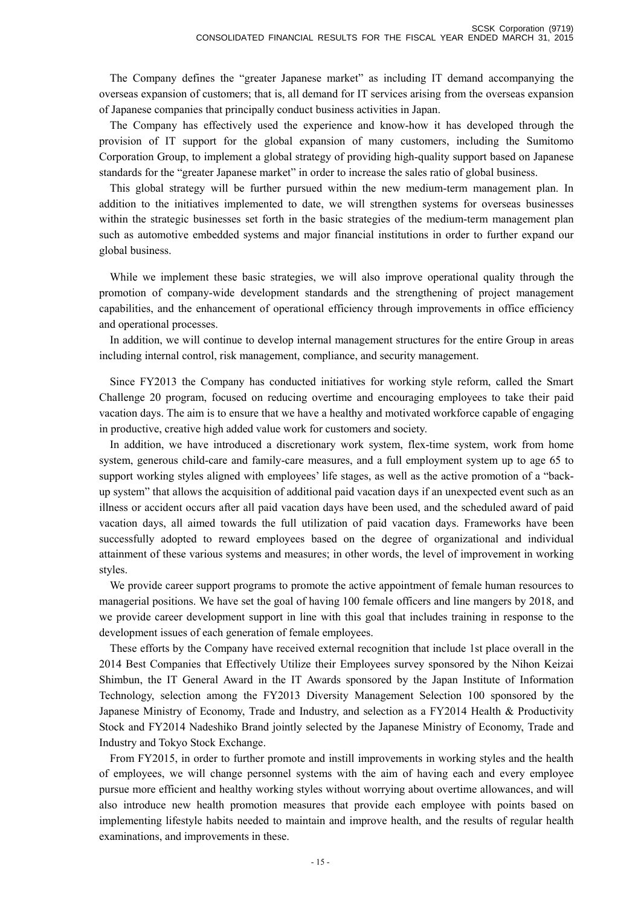The Company defines the "greater Japanese market" as including IT demand accompanying the overseas expansion of customers; that is, all demand for IT services arising from the overseas expansion of Japanese companies that principally conduct business activities in Japan.

The Company has effectively used the experience and know-how it has developed through the provision of IT support for the global expansion of many customers, including the Sumitomo Corporation Group, to implement a global strategy of providing high-quality support based on Japanese standards for the "greater Japanese market" in order to increase the sales ratio of global business.

This global strategy will be further pursued within the new medium-term management plan. In addition to the initiatives implemented to date, we will strengthen systems for overseas businesses within the strategic businesses set forth in the basic strategies of the medium-term management plan such as automotive embedded systems and major financial institutions in order to further expand our global business.

While we implement these basic strategies, we will also improve operational quality through the promotion of company-wide development standards and the strengthening of project management capabilities, and the enhancement of operational efficiency through improvements in office efficiency and operational processes.

In addition, we will continue to develop internal management structures for the entire Group in areas including internal control, risk management, compliance, and security management.

Since FY2013 the Company has conducted initiatives for working style reform, called the Smart Challenge 20 program, focused on reducing overtime and encouraging employees to take their paid vacation days. The aim is to ensure that we have a healthy and motivated workforce capable of engaging in productive, creative high added value work for customers and society.

In addition, we have introduced a discretionary work system, flex-time system, work from home system, generous child-care and family-care measures, and a full employment system up to age 65 to support working styles aligned with employees' life stages, as well as the active promotion of a "back-up system" that allows the acquisition of additional paid vacation days if an unexpected event such as an illness or accident occurs after all paid vacation days have been used, and the scheduled award of paid vacation days, all aimed towards the full utilization of paid vacation days. Frameworks have been successfully adopted to reward employees based on the degree of organizational and individual attainment of these various systems and measures; in other words, the level of improvement in working styles.

We provide career support programs to promote the active appointment of female human resources to managerial positions. We have set the goal of having 100 female officers and line mangers by 2018, and we provide career development support in line with this goal that includes training in response to the development issues of each generation of female employees.

These efforts by the Company have received external recognition that include 1st place overall in the 2014 Best Companies that Effectively Utilize their Employees survey sponsored by the Nihon Keizai Shimbun, the IT General Award in the IT Awards sponsored by the Japan Institute of Information Technology, selection among the FY2013 Diversity Management Selection 100 sponsored by the Japanese Ministry of Economy, Trade and Industry, and selection as a FY2014 Health & Productivity Stock and FY2014 Nadeshiko Brand jointly selected by the Japanese Ministry of Economy, Trade and Industry and Tokyo Stock Exchange.

From FY2015, in order to further promote and instill improvements in working styles and the health of employees, we will change personnel systems with the aim of having each and every employee pursue more efficient and healthy working styles without worrying about overtime allowances, and will also introduce new health promotion measures that provide each employee with points based on implementing lifestyle habits needed to maintain and improve health, and the results of regular health examinations, and improvements in these.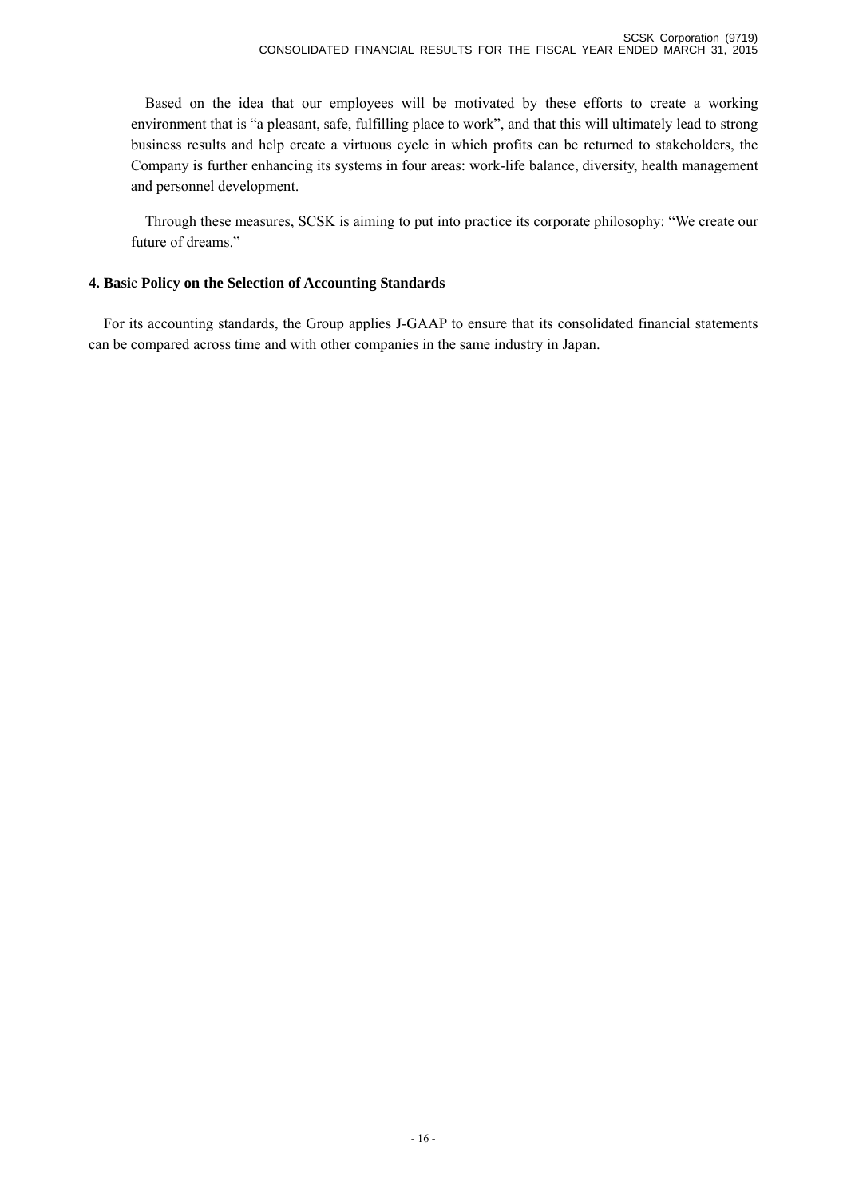Based on the idea that our employees will be motivated by these efforts to create a working environment that is "a pleasant, safe, fulfilling place to work", and that this will ultimately lead to strong business results and help create a virtuous cycle in which profits can be returned to stakeholders, the Company is further enhancing its systems in four areas: work-life balance, diversity, health management and personnel development.

Through these measures, SCSK is aiming to put into practice its corporate philosophy: "We create our future of dreams."

**4. Basic Policy on the Selection of Accounting Standards**

For its accounting standards, the Group applies J-GAAP to ensure that its consolidated financial statements can be compared across time and with other companies in the same industry in Japan.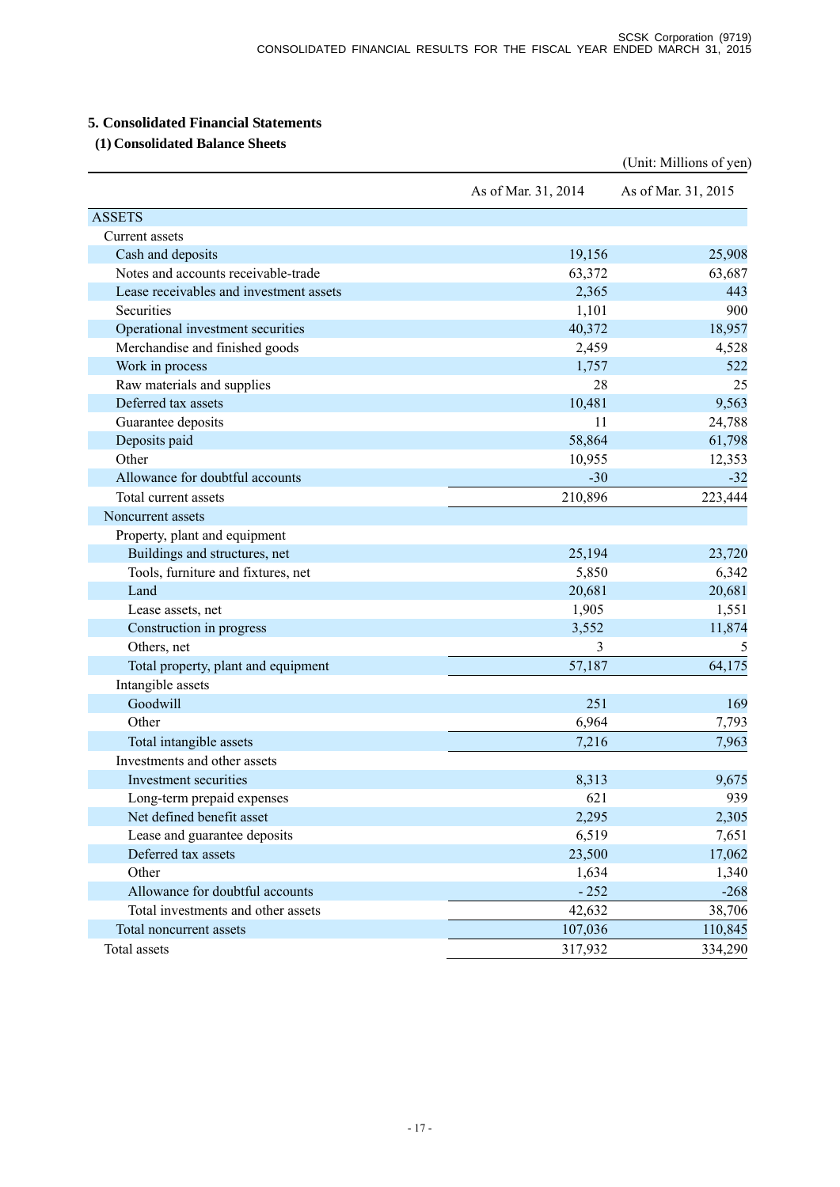## 5. Consolidated Financial Statements

### (1) Consolidated Balance Sheets

(Unit: Millions of yen)

| | As of Mar. 31, 2014 | As of Mar. 31, 2015 |
|---|---|---|
| ASSETS | | |
| Current assets | | |
| Cash and deposits | 19,156 | 25,908 |
| Notes and accounts receivable-trade | 63,372 | 63,687 |
| Lease receivables and investment assets | 2,365 | 443 |
| Securities | 1,101 | 900 |
| Operational investment securities | 40,372 | 18,957 |
| Merchandise and finished goods | 2,459 | 4,528 |
| Work in process | 1,757 | 522 |
| Raw materials and supplies | 28 | 25 |
| Deferred tax assets | 10,481 | 9,563 |
| Guarantee deposits | 11 | 24,788 |
| Deposits paid | 58,864 | 61,798 |
| Other | 10,955 | 12,353 |
| Allowance for doubtful accounts | -30 | -32 |
| Total current assets | 210,896 | 223,444 |
| Noncurrent assets | | |
| Property, plant and equipment | | |
| Buildings and structures, net | 25,194 | 23,720 |
| Tools, furniture and fixtures, net | 5,850 | 6,342 |
| Land | 20,681 | 20,681 |
| Lease assets, net | 1,905 | 1,551 |
| Construction in progress | 3,552 | 11,874 |
| Others, net | 3 | 5 |
| Total property, plant and equipment | 57,187 | 64,175 |
| Intangible assets | | |
| Goodwill | 251 | 169 |
| Other | 6,964 | 7,793 |
| Total intangible assets | 7,216 | 7,963 |
| Investments and other assets | | |
| Investment securities | 8,313 | 9,675 |
| Long-term prepaid expenses | 621 | 939 |
| Net defined benefit asset | 2,295 | 2,305 |
| Lease and guarantee deposits | 6,519 | 7,651 |
| Deferred tax assets | 23,500 | 17,062 |
| Other | 1,634 | 1,340 |
| Allowance for doubtful accounts | - 252 | -268 |
| Total investments and other assets | 42,632 | 38,706 |
| Total noncurrent assets | 107,036 | 110,845 |
| Total assets | 317,932 | 334,290 |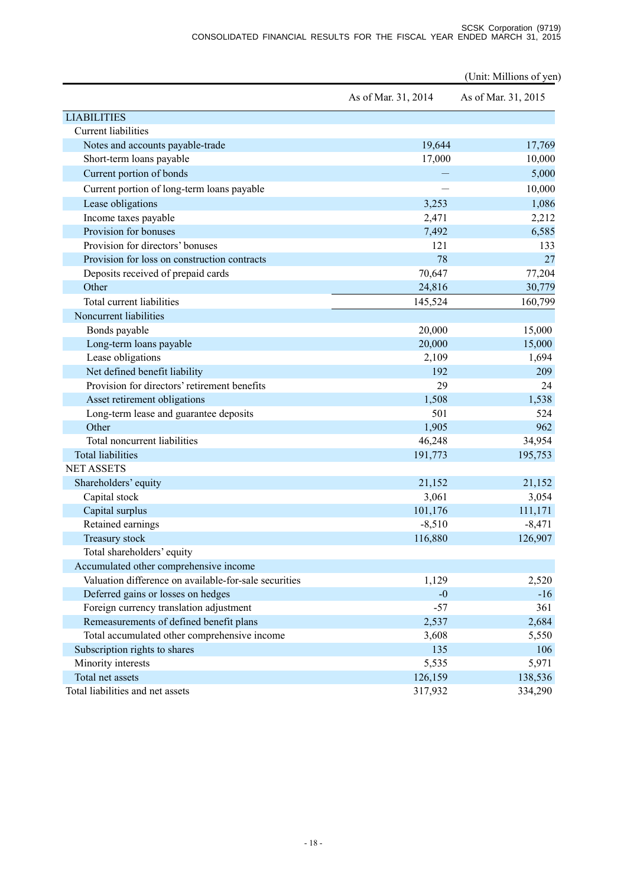(Unit: Millions of yen)

| | As of Mar. 31, 2014 | As of Mar. 31, 2015 |
|---|---|---|
| LIABILITIES | | |
| Current liabilities | | |
| Notes and accounts payable-trade | 19,644 | 17,769 |
| Short-term loans payable | 17,000 | 10,000 |
| Current portion of bonds | — | 5,000 |
| Current portion of long-term loans payable | — | 10,000 |
| Lease obligations | 3,253 | 1,086 |
| Income taxes payable | 2,471 | 2,212 |
| Provision for bonuses | 7,492 | 6,585 |
| Provision for directors' bonuses | 121 | 133 |
| Provision for loss on construction contracts | 78 | 27 |
| Deposits received of prepaid cards | 70,647 | 77,204 |
| Other | 24,816 | 30,779 |
| Total current liabilities | 145,524 | 160,799 |
| Noncurrent liabilities | | |
| Bonds payable | 20,000 | 15,000 |
| Long-term loans payable | 20,000 | 15,000 |
| Lease obligations | 2,109 | 1,694 |
| Net defined benefit liability | 192 | 209 |
| Provision for directors' retirement benefits | 29 | 24 |
| Asset retirement obligations | 1,508 | 1,538 |
| Long-term lease and guarantee deposits | 501 | 524 |
| Other | 1,905 | 962 |
| Total noncurrent liabilities | 46,248 | 34,954 |
| Total liabilities | 191,773 | 195,753 |
| NET ASSETS | | |
| Shareholders' equity | 21,152 | 21,152 |
| Capital stock | 3,061 | 3,054 |
| Capital surplus | 101,176 | 111,171 |
| Retained earnings | -8,510 | -8,471 |
| Treasury stock | 116,880 | 126,907 |
| Total shareholders' equity | | |
| Accumulated other comprehensive income | | |
| Valuation difference on available-for-sale securities | 1,129 | 2,520 |
| Deferred gains or losses on hedges | -0 | -16 |
| Foreign currency translation adjustment | -57 | 361 |
| Remeasurements of defined benefit plans | 2,537 | 2,684 |
| Total accumulated other comprehensive income | 3,608 | 5,550 |
| Subscription rights to shares | 135 | 106 |
| Minority interests | 5,535 | 5,971 |
| Total net assets | 126,159 | 138,536 |
| Total liabilities and net assets | 317,932 | 334,290 |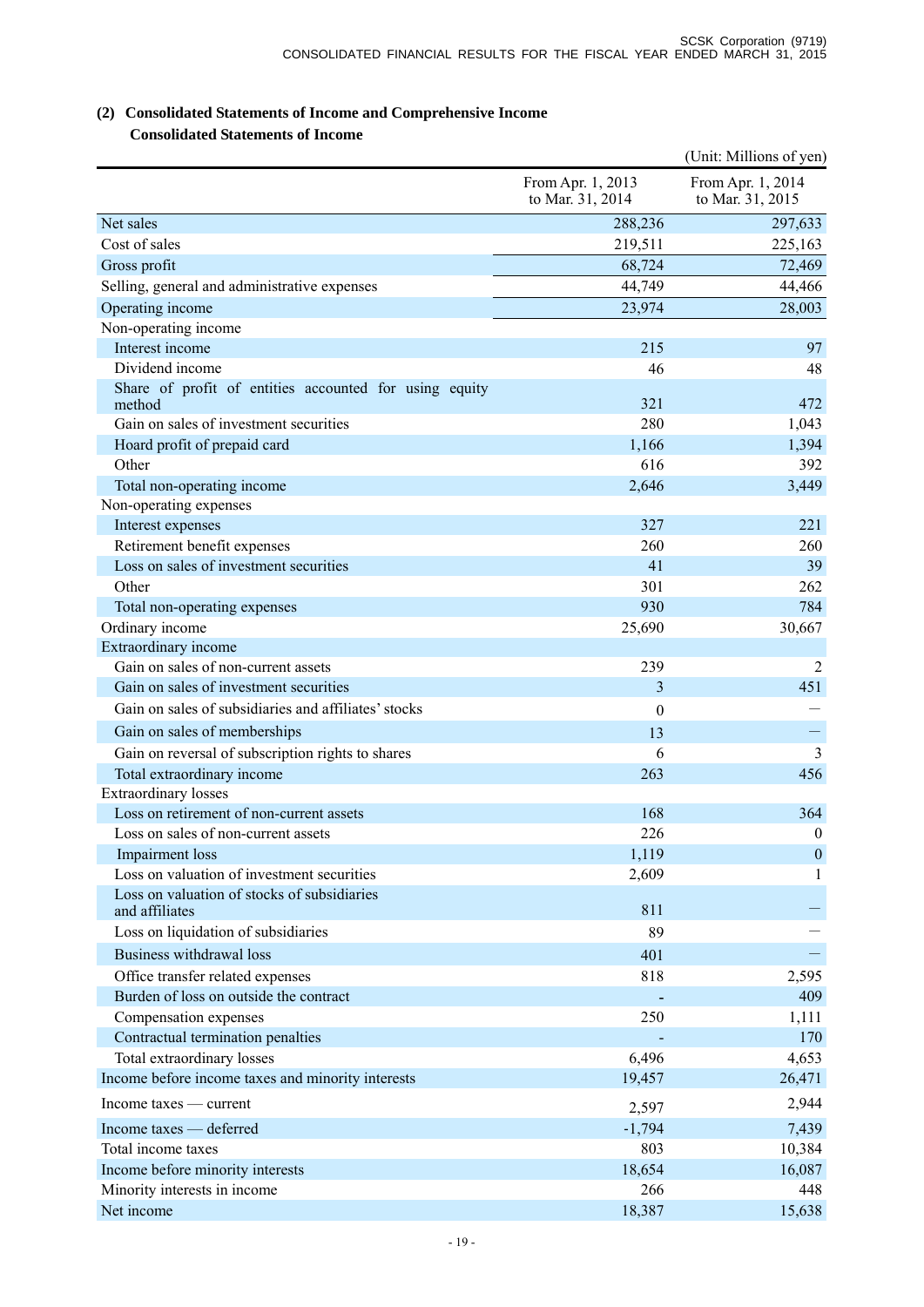## (2) Consolidated Statements of Income and Comprehensive Income

### Consolidated Statements of Income

(Unit: Millions of yen)

| | From Apr. 1, 2013 to Mar. 31, 2014 | From Apr. 1, 2014 to Mar. 31, 2015 |
|---|---|---|
| Net sales | 288,236 | 297,633 |
| Cost of sales | 219,511 | 225,163 |
| Gross profit | 68,724 | 72,469 |
| Selling, general and administrative expenses | 44,749 | 44,466 |
| Operating income | 23,974 | 28,003 |
| Non-operating income | | |
| Interest income | 215 | 97 |
| Dividend income | 46 | 48 |
| Share of profit of entities accounted for using equity method | 321 | 472 |
| Gain on sales of investment securities | 280 | 1,043 |
| Hoard profit of prepaid card | 1,166 | 1,394 |
| Other | 616 | 392 |
| Total non-operating income | 2,646 | 3,449 |
| Non-operating expenses | | |
| Interest expenses | 327 | 221 |
| Retirement benefit expenses | 260 | 260 |
| Loss on sales of investment securities | 41 | 39 |
| Other | 301 | 262 |
| Total non-operating expenses | 930 | 784 |
| Ordinary income | 25,690 | 30,667 |
| Extraordinary income | | |
| Gain on sales of non-current assets | 239 | 2 |
| Gain on sales of investment securities | 3 | 451 |
| Gain on sales of subsidiaries and affiliates' stocks | 0 | — |
| Gain on sales of memberships | 13 | — |
| Gain on reversal of subscription rights to shares | 6 | 3 |
| Total extraordinary income | 263 | 456 |
| Extraordinary losses | | |
| Loss on retirement of non-current assets | 168 | 364 |
| Loss on sales of non-current assets | 226 | 0 |
| Impairment loss | 1,119 | 0 |
| Loss on valuation of investment securities | 2,609 | 1 |
| Loss on valuation of stocks of subsidiaries and affiliates | 811 | — |
| Loss on liquidation of subsidiaries | 89 | — |
| Business withdrawal loss | 401 | — |
| Office transfer related expenses | 818 | 2,595 |
| Burden of loss on outside the contract | - | 409 |
| Compensation expenses | 250 | 1,111 |
| Contractual termination penalties | - | 170 |
| Total extraordinary losses | 6,496 | 4,653 |
| Income before income taxes and minority interests | 19,457 | 26,471 |
| Income taxes — current | 2,597 | 2,944 |
| Income taxes — deferred | -1,794 | 7,439 |
| Total income taxes | 803 | 10,384 |
| Income before minority interests | 18,654 | 16,087 |
| Minority interests in income | 266 | 448 |
| Net income | 18,387 | 15,638 |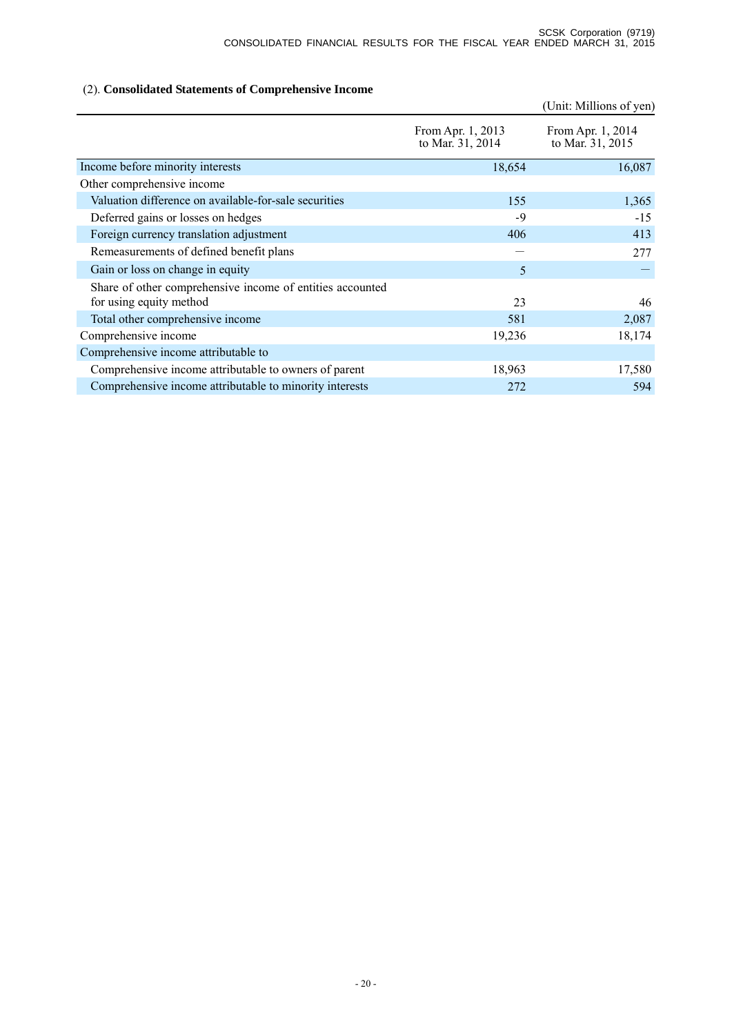## (2). **Consolidated Statements of Comprehensive Income**

(Unit: Millions of yen)

| | From Apr. 1, 2013 to Mar. 31, 2014 | From Apr. 1, 2014 to Mar. 31, 2015 |
|---|---|---|
| Income before minority interests | 18,654 | 16,087 |
| Other comprehensive income | | |
| Valuation difference on available-for-sale securities | 155 | 1,365 |
| Deferred gains or losses on hedges | -9 | -15 |
| Foreign currency translation adjustment | 406 | 413 |
| Remeasurements of defined benefit plans | — | 277 |
| Gain or loss on change in equity | 5 | — |
| Share of other comprehensive income of entities accounted for using equity method | 23 | 46 |
| Total other comprehensive income | 581 | 2,087 |
| Comprehensive income | 19,236 | 18,174 |
| Comprehensive income attributable to | | |
| Comprehensive income attributable to owners of parent | 18,963 | 17,580 |
| Comprehensive income attributable to minority interests | 272 | 594 |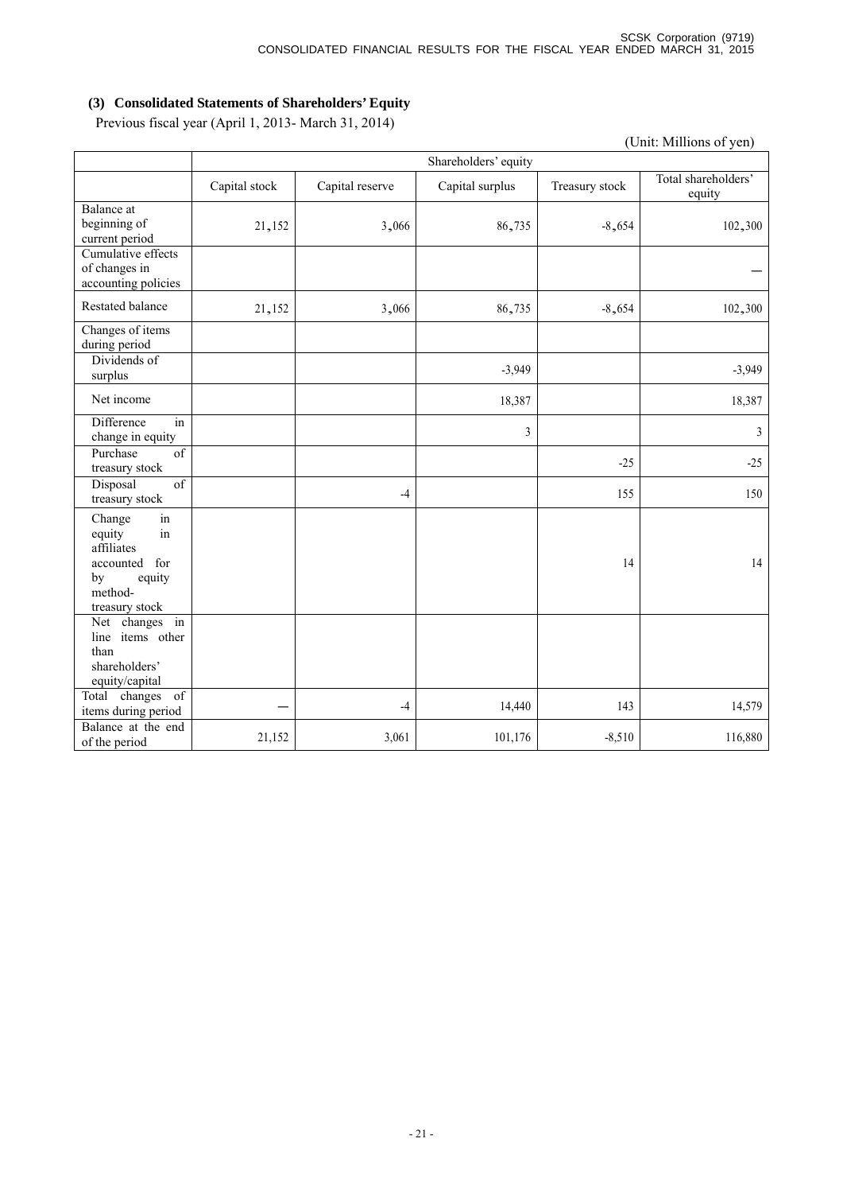### (3) Consolidated Statements of Shareholders' Equity

Previous fiscal year (April 1, 2013- March 31, 2014)

(Unit: Millions of yen)

| | Shareholders' equity | | | | |
|---|---|---|---|---|---|
| | Capital stock | Capital reserve | Capital surplus | Treasury stock | Total shareholders' equity |
| Balance at beginning of current period | 21,152 | 3,066 | 86,735 | -8,654 | 102,300 |
| Cumulative effects of changes in accounting policies | | | | | — |
| Restated balance | 21,152 | 3,066 | 86,735 | -8,654 | 102,300 |
| Changes of items during period | | | | | |
| Dividends of surplus | | | -3,949 | | -3,949 |
| Net income | | | 18,387 | | 18,387 |
| Difference in change in equity | | | 3 | | 3 |
| Purchase of treasury stock | | | | -25 | -25 |
| Disposal of treasury stock | | -4 | | 155 | 150 |
| Change in equity in affiliates accounted for by equity method-treasury stock | | | | 14 | 14 |
| Net changes in line items other than shareholders' equity/capital | | | | | |
| Total changes of items during period | — | -4 | 14,440 | 143 | 14,579 |
| Balance at the end of the period | 21,152 | 3,061 | 101,176 | -8,510 | 116,880 |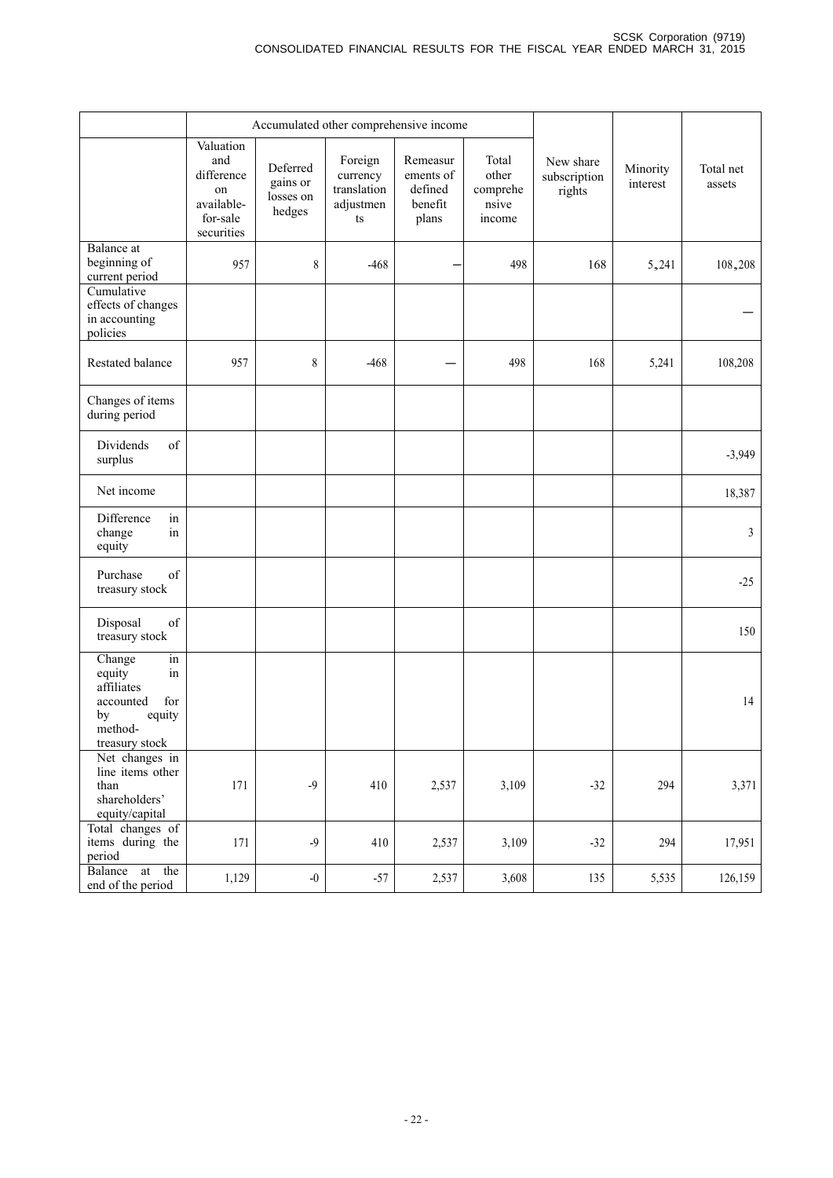| | Accumulated other comprehensive income | | | | | | | |
|---|---|---|---|---|---|---|---|---|
| | Valuation and difference on available-for-sale securities | Deferred gains or losses on hedges | Foreign currency translation adjustments | Remeasurements of defined benefit plans | Total other comprehensive income | New share subscription rights | Minority interest | Total net assets |
| Balance at beginning of current period | 957 | 8 | -468 | － | 498 | 168 | 5,241 | 108,208 |
| Cumulative effects of changes in accounting policies | | | | | | | | — |
| Restated balance | 957 | 8 | -468 | — | 498 | 168 | 5,241 | 108,208 |
| Changes of items during period | | | | | | | | |
| Dividends of surplus | | | | | | | | -3,949 |
| Net income | | | | | | | | 18,387 |
| Difference in change in equity | | | | | | | | 3 |
| Purchase of treasury stock | | | | | | | | -25 |
| Disposal of treasury stock | | | | | | | | 150 |
| Change in equity in affiliates accounted for by equity method-treasury stock | | | | | | | | 14 |
| Net changes in line items other than shareholders' equity/capital | 171 | -9 | 410 | 2,537 | 3,109 | -32 | 294 | 3,371 |
| Total changes of items during the period | 171 | -9 | 410 | 2,537 | 3,109 | -32 | 294 | 17,951 |
| Balance at the end of the period | 1,129 | -0 | -57 | 2,537 | 3,608 | 135 | 5,535 | 126,159 |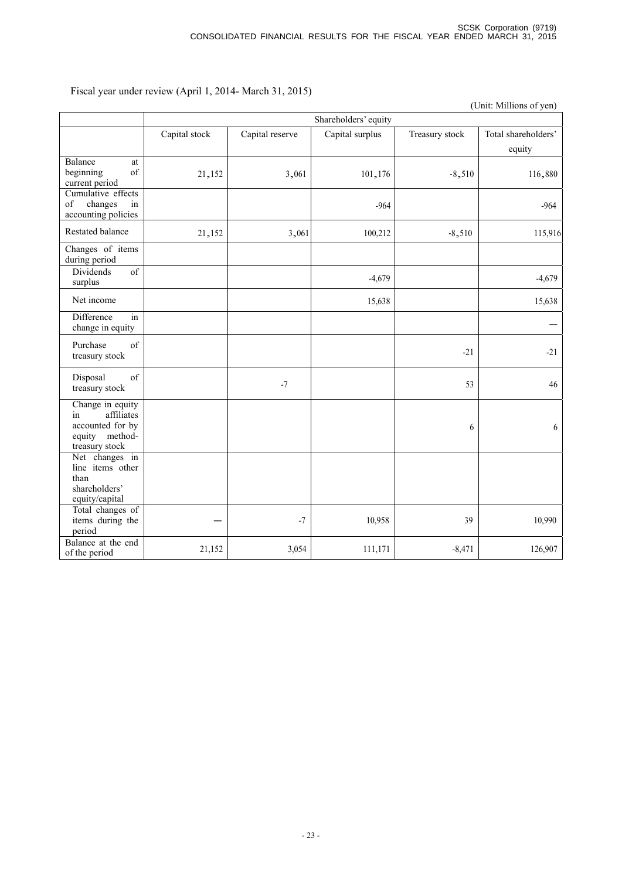Fiscal year under review (April 1, 2014- March 31, 2015)

(Unit: Millions of yen)

| | Shareholders' equity | | | | |
|---|---|---|---|---|---|
| | Capital stock | Capital reserve | Capital surplus | Treasury stock | Total shareholders' equity |
| Balance at beginning of current period | 21,152 | 3,061 | 101,176 | -8,510 | 116,880 |
| Cumulative effects of changes in accounting policies | | | -964 | | -964 |
| Restated balance | 21,152 | 3,061 | 100,212 | -8,510 | 115,916 |
| Changes of items during period | | | | | |
| Dividends of surplus | | | -4,679 | | -4,679 |
| Net income | | | 15,638 | | 15,638 |
| Difference in change in equity | | | | | — |
| Purchase of treasury stock | | | | -21 | -21 |
| Disposal of treasury stock | | -7 | | 53 | 46 |
| Change in equity in affiliates accounted for by equity method-treasury stock | | | | 6 | 6 |
| Net changes in line items other than shareholders' equity/capital | | | | | |
| Total changes of items during the period | — | -7 | 10,958 | 39 | 10,990 |
| Balance at the end of the period | 21,152 | 3,054 | 111,171 | -8,471 | 126,907 |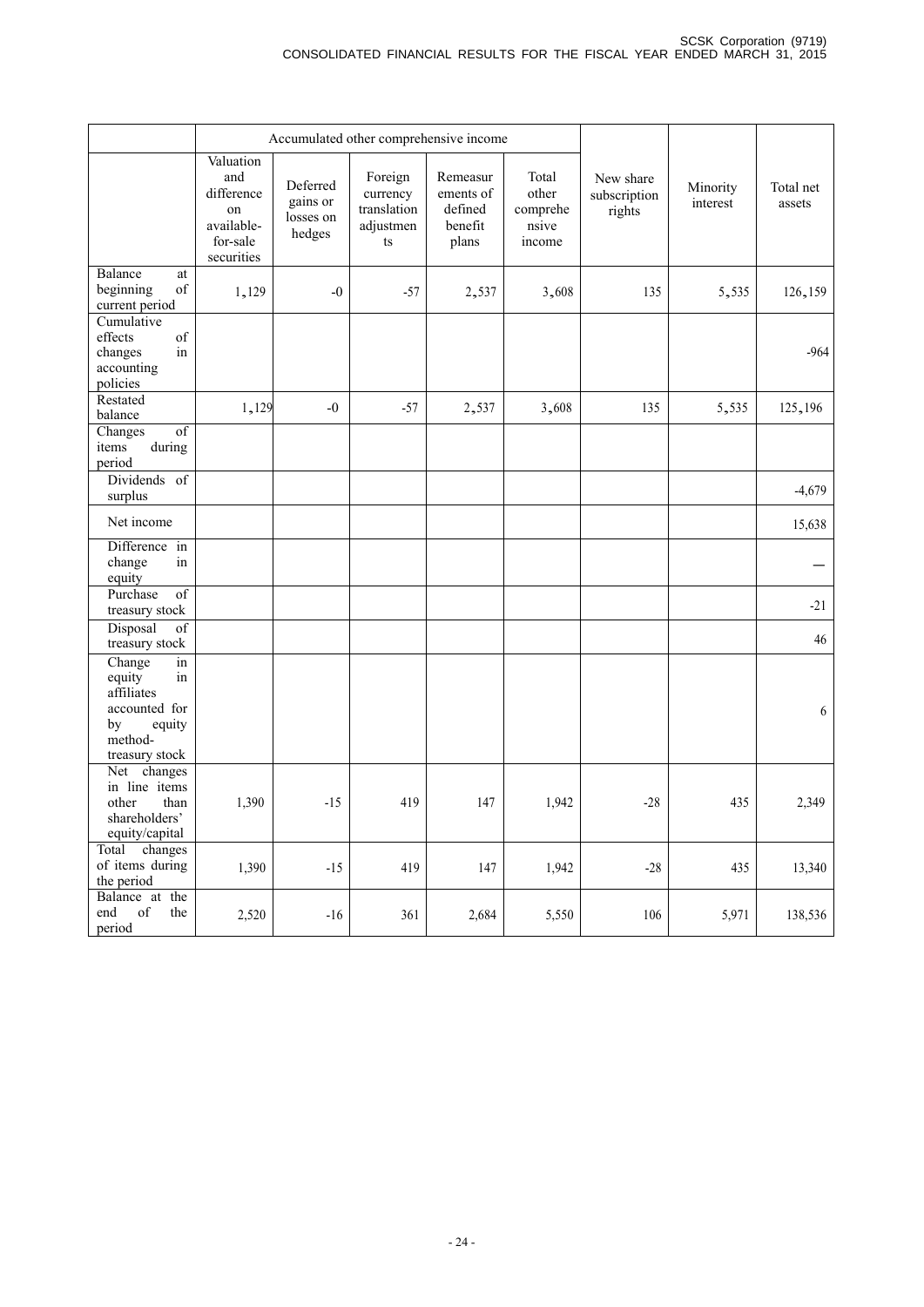| | Accumulated other comprehensive income | | | | | | | |
|---|---|---|---|---|---|---|---|---|
| | Valuation and difference on available-for-sale securities | Deferred gains or losses on hedges | Foreign currency translation adjustments | Remeasurements of defined benefit plans | Total other comprehensive income | New share subscription rights | Minority interest | Total net assets |
| Balance at beginning of current period | 1,129 | -0 | -57 | 2,537 | 3,608 | 135 | 5,535 | 126,159 |
| Cumulative effects of changes in accounting policies | | | | | | | | -964 |
| Restated balance | 1,129 | -0 | -57 | 2,537 | 3,608 | 135 | 5,535 | 125,196 |
| Changes of items during period | | | | | | | | |
| Dividends of surplus | | | | | | | | -4,679 |
| Net income | | | | | | | | 15,638 |
| Difference in change in equity | | | | | | | | ― |
| Purchase of treasury stock | | | | | | | | -21 |
| Disposal of treasury stock | | | | | | | | 46 |
| Change in equity in affiliates accounted for by equity method-treasury stock | | | | | | | | 6 |
| Net changes in line items other than shareholders' equity/capital | 1,390 | -15 | 419 | 147 | 1,942 | -28 | 435 | 2,349 |
| Total changes of items during the period | 1,390 | -15 | 419 | 147 | 1,942 | -28 | 435 | 13,340 |
| Balance at the end of the period | 2,520 | -16 | 361 | 2,684 | 5,550 | 106 | 5,971 | 138,536 |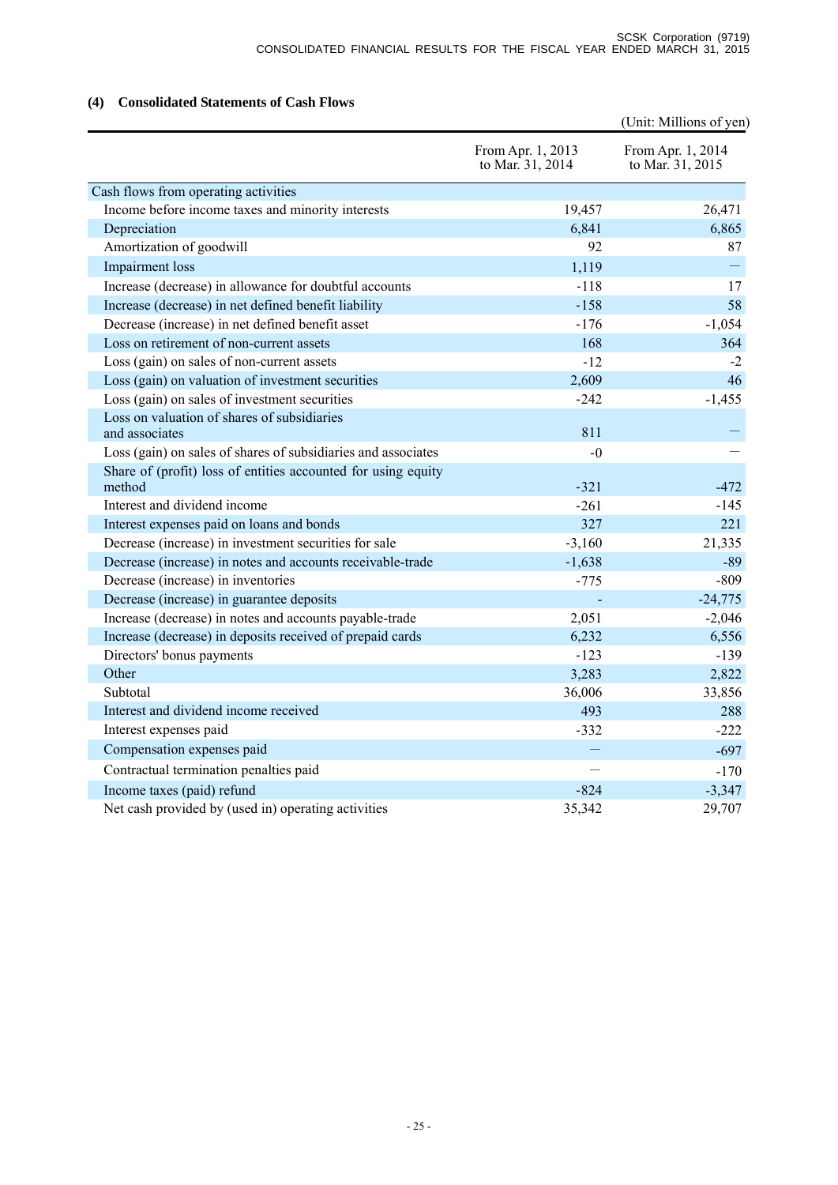### (4) Consolidated Statements of Cash Flows

(Unit: Millions of yen)

| | From Apr. 1, 2013 to Mar. 31, 2014 | From Apr. 1, 2014 to Mar. 31, 2015 |
|---|---|---|
| Cash flows from operating activities | | |
| Income before income taxes and minority interests | 19,457 | 26,471 |
| Depreciation | 6,841 | 6,865 |
| Amortization of goodwill | 92 | 87 |
| Impairment loss | 1,119 | — |
| Increase (decrease) in allowance for doubtful accounts | -118 | 17 |
| Increase (decrease) in net defined benefit liability | -158 | 58 |
| Decrease (increase) in net defined benefit asset | -176 | -1,054 |
| Loss on retirement of non-current assets | 168 | 364 |
| Loss (gain) on sales of non-current assets | -12 | -2 |
| Loss (gain) on valuation of investment securities | 2,609 | 46 |
| Loss (gain) on sales of investment securities | -242 | -1,455 |
| Loss on valuation of shares of subsidiaries and associates | 811 | — |
| Loss (gain) on sales of shares of subsidiaries and associates | -0 | — |
| Share of (profit) loss of entities accounted for using equity method | -321 | -472 |
| Interest and dividend income | -261 | -145 |
| Interest expenses paid on loans and bonds | 327 | 221 |
| Decrease (increase) in investment securities for sale | -3,160 | 21,335 |
| Decrease (increase) in notes and accounts receivable-trade | -1,638 | -89 |
| Decrease (increase) in inventories | -775 | -809 |
| Decrease (increase) in guarantee deposits | - | -24,775 |
| Increase (decrease) in notes and accounts payable-trade | 2,051 | -2,046 |
| Increase (decrease) in deposits received of prepaid cards | 6,232 | 6,556 |
| Directors' bonus payments | -123 | -139 |
| Other | 3,283 | 2,822 |
| Subtotal | 36,006 | 33,856 |
| Interest and dividend income received | 493 | 288 |
| Interest expenses paid | -332 | -222 |
| Compensation expenses paid | — | -697 |
| Contractual termination penalties paid | — | -170 |
| Income taxes (paid) refund | -824 | -3,347 |
| Net cash provided by (used in) operating activities | 35,342 | 29,707 |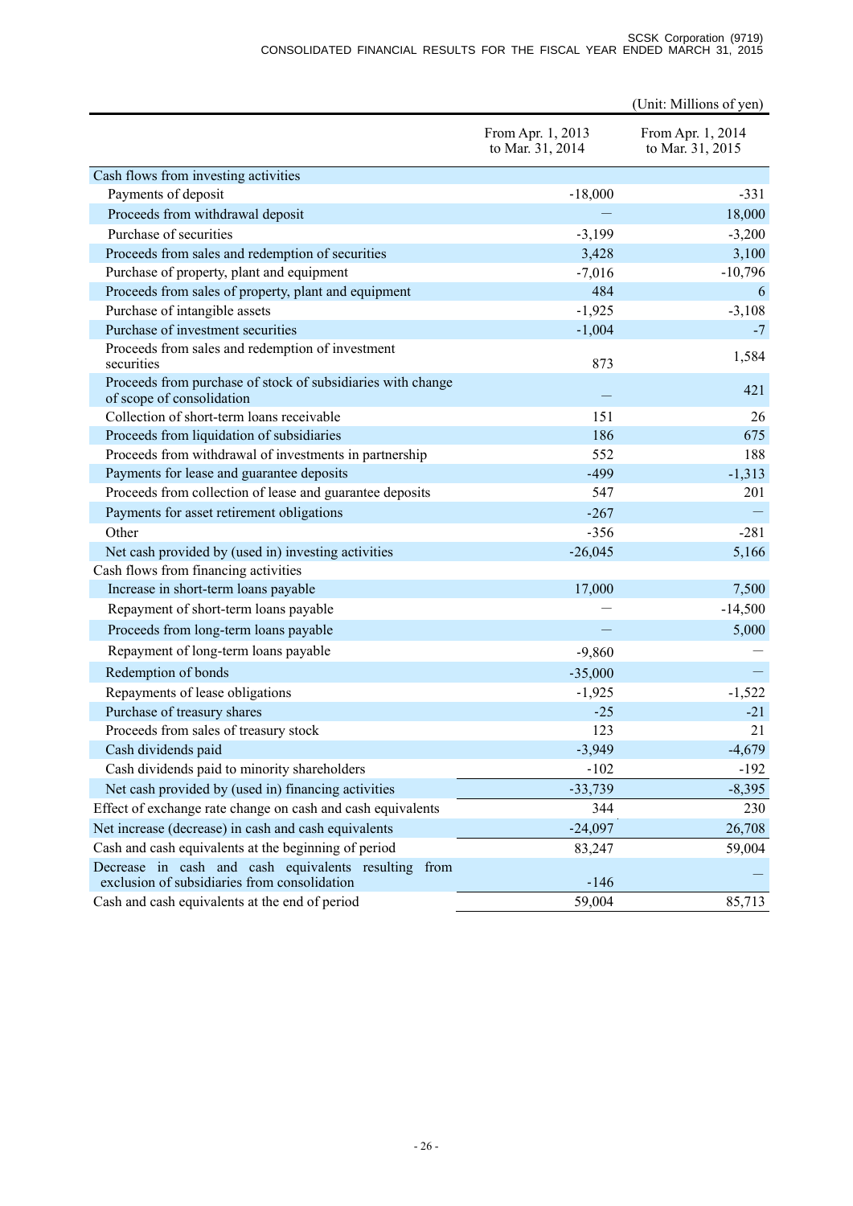(Unit: Millions of yen)

| | From Apr. 1, 2013 to Mar. 31, 2014 | From Apr. 1, 2014 to Mar. 31, 2015 |
|---|---|---|
| Cash flows from investing activities | | |
| Payments of deposit | -18,000 | -331 |
| Proceeds from withdrawal deposit | — | 18,000 |
| Purchase of securities | -3,199 | -3,200 |
| Proceeds from sales and redemption of securities | 3,428 | 3,100 |
| Purchase of property, plant and equipment | -7,016 | -10,796 |
| Proceeds from sales of property, plant and equipment | 484 | 6 |
| Purchase of intangible assets | -1,925 | -3,108 |
| Purchase of investment securities | -1,004 | -7 |
| Proceeds from sales and redemption of investment securities | 873 | 1,584 |
| Proceeds from purchase of stock of subsidiaries with change of scope of consolidation | — | 421 |
| Collection of short-term loans receivable | 151 | 26 |
| Proceeds from liquidation of subsidiaries | 186 | 675 |
| Proceeds from withdrawal of investments in partnership | 552 | 188 |
| Payments for lease and guarantee deposits | -499 | -1,313 |
| Proceeds from collection of lease and guarantee deposits | 547 | 201 |
| Payments for asset retirement obligations | -267 | — |
| Other | -356 | -281 |
| Net cash provided by (used in) investing activities | -26,045 | 5,166 |
| Cash flows from financing activities | | |
| Increase in short-term loans payable | 17,000 | 7,500 |
| Repayment of short-term loans payable | — | -14,500 |
| Proceeds from long-term loans payable | — | 5,000 |
| Repayment of long-term loans payable | -9,860 | — |
| Redemption of bonds | -35,000 | — |
| Repayments of lease obligations | -1,925 | -1,522 |
| Purchase of treasury shares | -25 | -21 |
| Proceeds from sales of treasury stock | 123 | 21 |
| Cash dividends paid | -3,949 | -4,679 |
| Cash dividends paid to minority shareholders | -102 | -192 |
| Net cash provided by (used in) financing activities | -33,739 | -8,395 |
| Effect of exchange rate change on cash and cash equivalents | 344 | 230 |
| Net increase (decrease) in cash and cash equivalents | -24,097 | 26,708 |
| Cash and cash equivalents at the beginning of period | 83,247 | 59,004 |
| Decrease in cash and cash equivalents resulting from exclusion of subsidiaries from consolidation | -146 | — |
| Cash and cash equivalents at the end of period | 59,004 | 85,713 |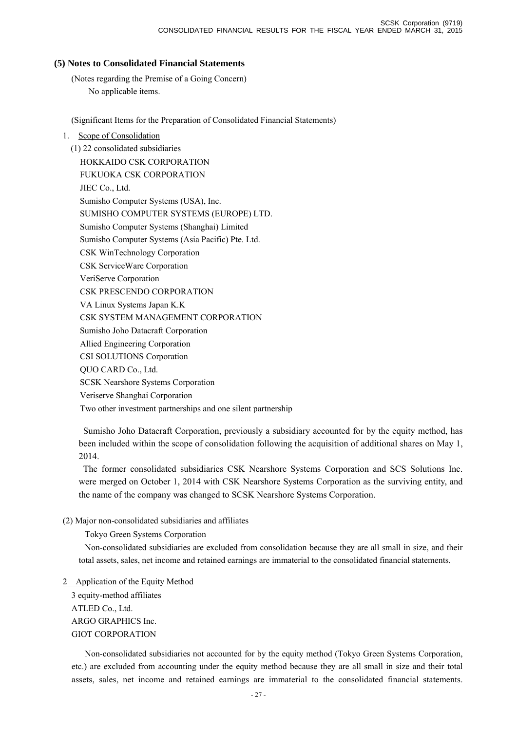## (5) Notes to Consolidated Financial Statements

(Notes regarding the Premise of a Going Concern)

No applicable items.

(Significant Items for the Preparation of Consolidated Financial Statements)

1. Scope of Consolidation

(1) 22 consolidated subsidiaries

HOKKAIDO CSK CORPORATION
FUKUOKA CSK CORPORATION
JIEC Co., Ltd.
Sumisho Computer Systems (USA), Inc.
SUMISHO COMPUTER SYSTEMS (EUROPE) LTD.
Sumisho Computer Systems (Shanghai) Limited
Sumisho Computer Systems (Asia Pacific) Pte. Ltd.
CSK WinTechnology Corporation
CSK ServiceWare Corporation
VeriServe Corporation
CSK PRESCENDO CORPORATION
VA Linux Systems Japan K.K
CSK SYSTEM MANAGEMENT CORPORATION
Sumisho Joho Datacraft Corporation
Allied Engineering Corporation
CSI SOLUTIONS Corporation
QUO CARD Co., Ltd.
SCSK Nearshore Systems Corporation
Veriserve Shanghai Corporation
Two other investment partnerships and one silent partnership

Sumisho Joho Datacraft Corporation, previously a subsidiary accounted for by the equity method, has been included within the scope of consolidation following the acquisition of additional shares on May 1, 2014.

The former consolidated subsidiaries CSK Nearshore Systems Corporation and SCS Solutions Inc. were merged on October 1, 2014 with CSK Nearshore Systems Corporation as the surviving entity, and the name of the company was changed to SCSK Nearshore Systems Corporation.

(2) Major non-consolidated subsidiaries and affiliates

Tokyo Green Systems Corporation

Non-consolidated subsidiaries are excluded from consolidation because they are all small in size, and their total assets, sales, net income and retained earnings are immaterial to the consolidated financial statements.

2 Application of the Equity Method

3 equity-method affiliates
ATLED Co., Ltd.
ARGO GRAPHICS Inc.
GIOT CORPORATION

Non-consolidated subsidiaries not accounted for by the equity method (Tokyo Green Systems Corporation, etc.) are excluded from accounting under the equity method because they are all small in size and their total assets, sales, net income and retained earnings are immaterial to the consolidated financial statements.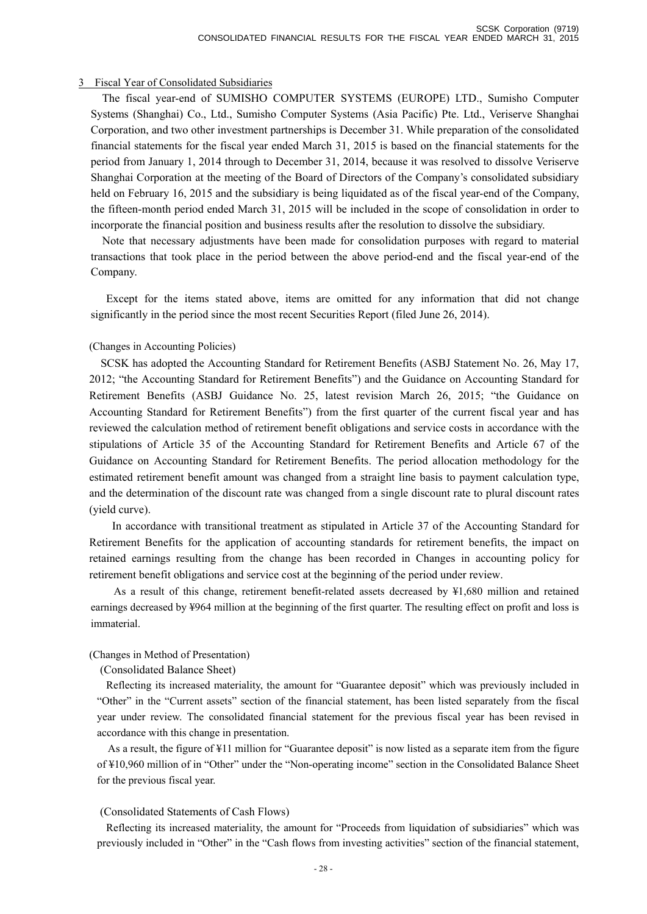3　Fiscal Year of Consolidated Subsidiaries

The fiscal year-end of SUMISHO COMPUTER SYSTEMS (EUROPE) LTD., Sumisho Computer Systems (Shanghai) Co., Ltd., Sumisho Computer Systems (Asia Pacific) Pte. Ltd., Veriserve Shanghai Corporation, and two other investment partnerships is December 31. While preparation of the consolidated financial statements for the fiscal year ended March 31, 2015 is based on the financial statements for the period from January 1, 2014 through to December 31, 2014, because it was resolved to dissolve Veriserve Shanghai Corporation at the meeting of the Board of Directors of the Company's consolidated subsidiary held on February 16, 2015 and the subsidiary is being liquidated as of the fiscal year-end of the Company, the fifteen-month period ended March 31, 2015 will be included in the scope of consolidation in order to incorporate the financial position and business results after the resolution to dissolve the subsidiary.

Note that necessary adjustments have been made for consolidation purposes with regard to material transactions that took place in the period between the above period-end and the fiscal year-end of the Company.

Except for the items stated above, items are omitted for any information that did not change significantly in the period since the most recent Securities Report (filed June 26, 2014).

(Changes in Accounting Policies)

SCSK has adopted the Accounting Standard for Retirement Benefits (ASBJ Statement No. 26, May 17, 2012; "the Accounting Standard for Retirement Benefits") and the Guidance on Accounting Standard for Retirement Benefits (ASBJ Guidance No. 25, latest revision March 26, 2015; "the Guidance on Accounting Standard for Retirement Benefits") from the first quarter of the current fiscal year and has reviewed the calculation method of retirement benefit obligations and service costs in accordance with the stipulations of Article 35 of the Accounting Standard for Retirement Benefits and Article 67 of the Guidance on Accounting Standard for Retirement Benefits. The period allocation methodology for the estimated retirement benefit amount was changed from a straight line basis to payment calculation type, and the determination of the discount rate was changed from a single discount rate to plural discount rates (yield curve).

In accordance with transitional treatment as stipulated in Article 37 of the Accounting Standard for Retirement Benefits for the application of accounting standards for retirement benefits, the impact on retained earnings resulting from the change has been recorded in Changes in accounting policy for retirement benefit obligations and service cost at the beginning of the period under review.

As a result of this change, retirement benefit-related assets decreased by ¥1,680 million and retained earnings decreased by ¥964 million at the beginning of the first quarter. The resulting effect on profit and loss is immaterial.

(Changes in Method of Presentation)

(Consolidated Balance Sheet)

Reflecting its increased materiality, the amount for "Guarantee deposit" which was previously included in "Other" in the "Current assets" section of the financial statement, has been listed separately from the fiscal year under review. The consolidated financial statement for the previous fiscal year has been revised in accordance with this change in presentation.

As a result, the figure of ¥11 million for "Guarantee deposit" is now listed as a separate item from the figure of ¥10,960 million of in "Other" under the "Non-operating income" section in the Consolidated Balance Sheet for the previous fiscal year.

(Consolidated Statements of Cash Flows)

Reflecting its increased materiality, the amount for "Proceeds from liquidation of subsidiaries" which was previously included in "Other" in the "Cash flows from investing activities" section of the financial statement,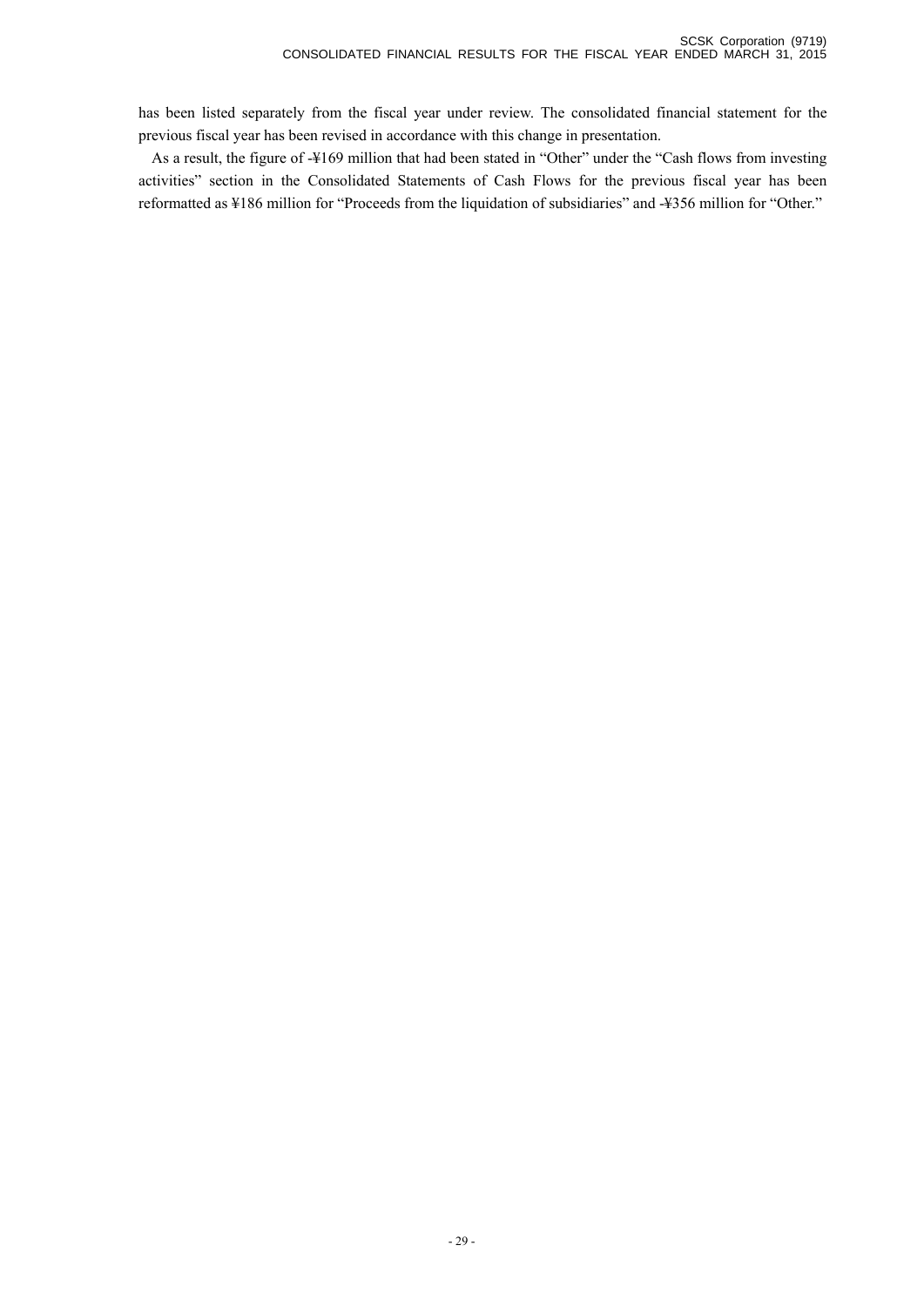has been listed separately from the fiscal year under review. The consolidated financial statement for the previous fiscal year has been revised in accordance with this change in presentation.

As a result, the figure of -¥169 million that had been stated in “Other” under the “Cash flows from investing activities” section in the Consolidated Statements of Cash Flows for the previous fiscal year has been reformatted as ¥186 million for “Proceeds from the liquidation of subsidiaries” and -¥356 million for “Other.”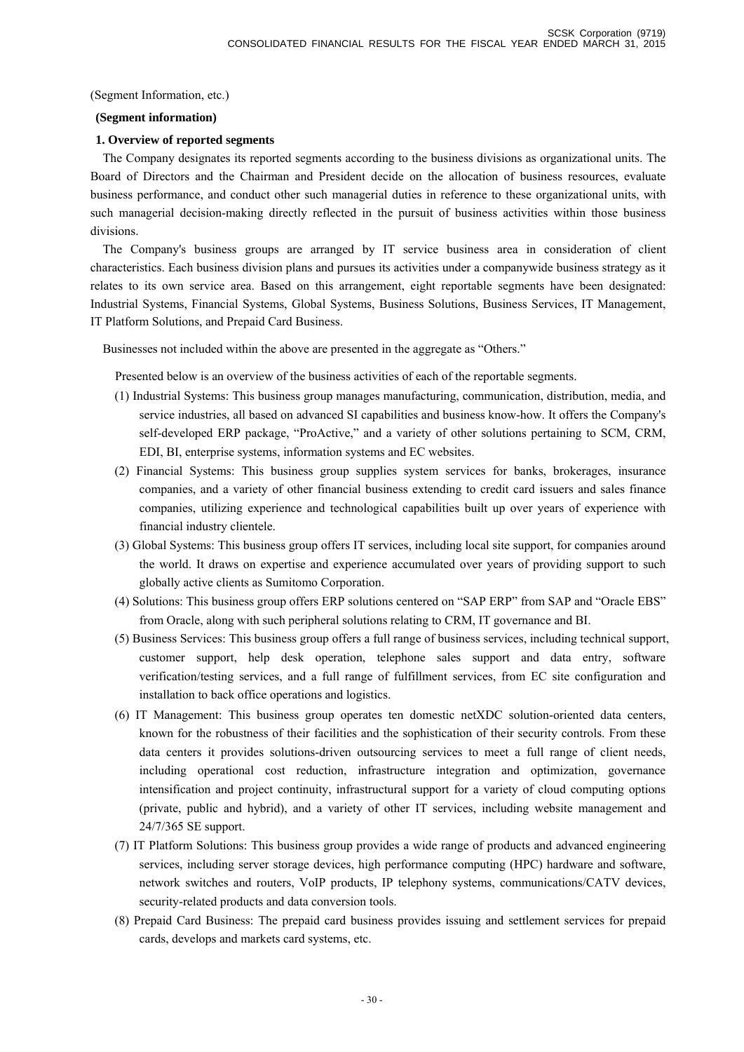(Segment Information, etc.)

**(Segment information)**

**1. Overview of reported segments**

The Company designates its reported segments according to the business divisions as organizational units. The Board of Directors and the Chairman and President decide on the allocation of business resources, evaluate business performance, and conduct other such managerial duties in reference to these organizational units, with such managerial decision-making directly reflected in the pursuit of business activities within those business divisions.

The Company's business groups are arranged by IT service business area in consideration of client characteristics. Each business division plans and pursues its activities under a companywide business strategy as it relates to its own service area. Based on this arrangement, eight reportable segments have been designated: Industrial Systems, Financial Systems, Global Systems, Business Solutions, Business Services, IT Management, IT Platform Solutions, and Prepaid Card Business.

Businesses not included within the above are presented in the aggregate as "Others."

Presented below is an overview of the business activities of each of the reportable segments.

(1) Industrial Systems: This business group manages manufacturing, communication, distribution, media, and service industries, all based on advanced SI capabilities and business know-how. It offers the Company's self-developed ERP package, "ProActive," and a variety of other solutions pertaining to SCM, CRM, EDI, BI, enterprise systems, information systems and EC websites.

(2) Financial Systems: This business group supplies system services for banks, brokerages, insurance companies, and a variety of other financial business extending to credit card issuers and sales finance companies, utilizing experience and technological capabilities built up over years of experience with financial industry clientele.

(3) Global Systems: This business group offers IT services, including local site support, for companies around the world. It draws on expertise and experience accumulated over years of providing support to such globally active clients as Sumitomo Corporation.

(4) Solutions: This business group offers ERP solutions centered on "SAP ERP" from SAP and "Oracle EBS" from Oracle, along with such peripheral solutions relating to CRM, IT governance and BI.

(5) Business Services: This business group offers a full range of business services, including technical support, customer support, help desk operation, telephone sales support and data entry, software verification/testing services, and a full range of fulfillment services, from EC site configuration and installation to back office operations and logistics.

(6) IT Management: This business group operates ten domestic netXDC solution-oriented data centers, known for the robustness of their facilities and the sophistication of their security controls. From these data centers it provides solutions-driven outsourcing services to meet a full range of client needs, including operational cost reduction, infrastructure integration and optimization, governance intensification and project continuity, infrastructural support for a variety of cloud computing options (private, public and hybrid), and a variety of other IT services, including website management and 24/7/365 SE support.

(7) IT Platform Solutions: This business group provides a wide range of products and advanced engineering services, including server storage devices, high performance computing (HPC) hardware and software, network switches and routers, VoIP products, IP telephony systems, communications/CATV devices, security-related products and data conversion tools.

(8) Prepaid Card Business: The prepaid card business provides issuing and settlement services for prepaid cards, develops and markets card systems, etc.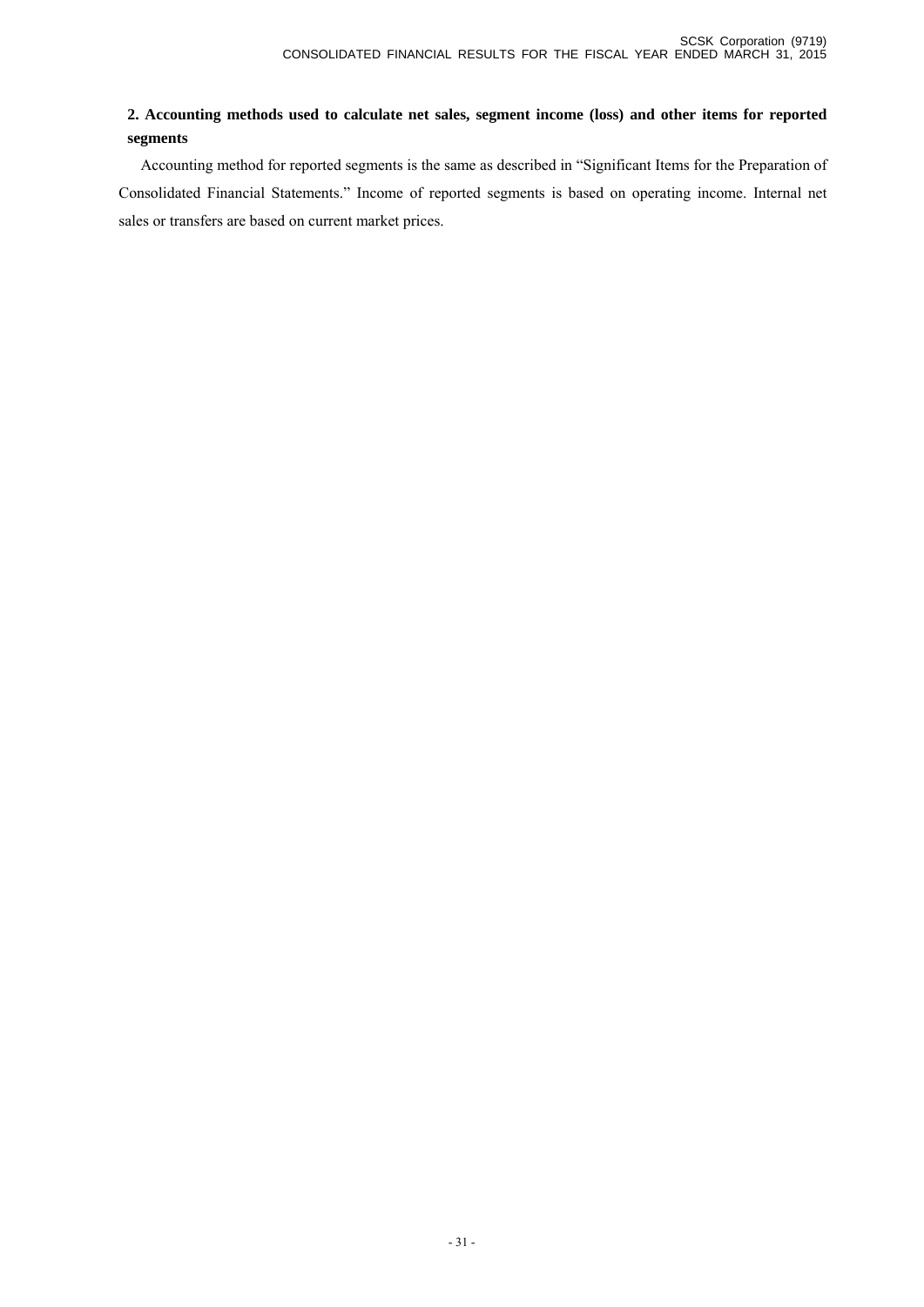**2. Accounting methods used to calculate net sales, segment income (loss) and other items for reported segments**

Accounting method for reported segments is the same as described in "Significant Items for the Preparation of Consolidated Financial Statements." Income of reported segments is based on operating income. Internal net sales or transfers are based on current market prices.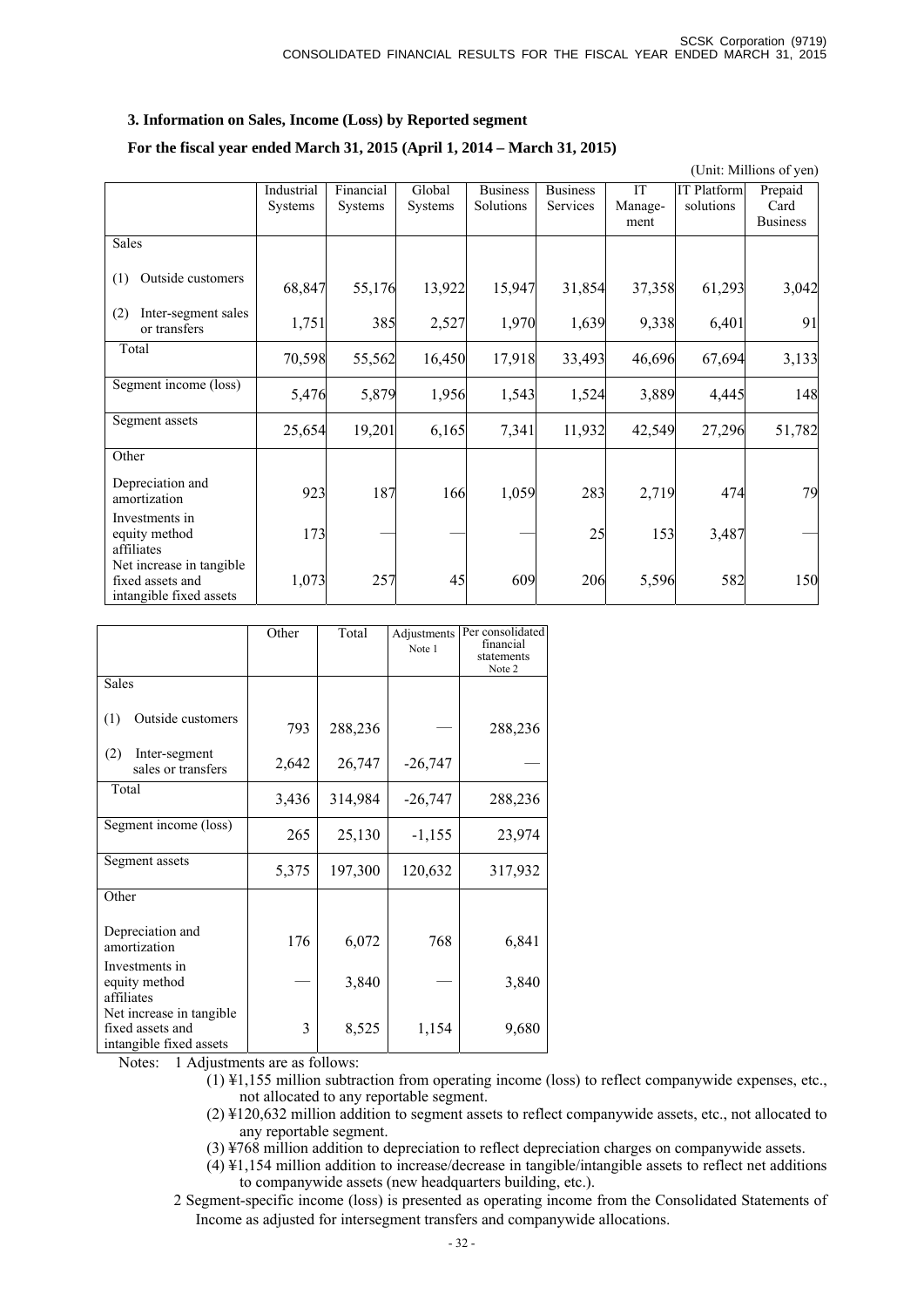### 3. Information on Sales, Income (Loss) by Reported segment

**For the fiscal year ended March 31, 2015 (April 1, 2014 – March 31, 2015)**

(Unit: Millions of yen)

| | Industrial Systems | Financial Systems | Global Systems | Business Solutions | Business Services | IT Manage-ment | IT Platform solutions | Prepaid Card Business |
|---|---|---|---|---|---|---|---|---|
| Sales | | | | | | | | |
| (1) Outside customers | 68,847 | 55,176 | 13,922 | 15,947 | 31,854 | 37,358 | 61,293 | 3,042 |
| (2) Inter-segment sales or transfers | 1,751 | 385 | 2,527 | 1,970 | 1,639 | 9,338 | 6,401 | 91 |
| Total | 70,598 | 55,562 | 16,450 | 17,918 | 33,493 | 46,696 | 67,694 | 3,133 |
| Segment income (loss) | 5,476 | 5,879 | 1,956 | 1,543 | 1,524 | 3,889 | 4,445 | 148 |
| Segment assets | 25,654 | 19,201 | 6,165 | 7,341 | 11,932 | 42,549 | 27,296 | 51,782 |
| Other | | | | | | | | |
| Depreciation and amortization | 923 | 187 | 166 | 1,059 | 283 | 2,719 | 474 | 79 |
| Investments in equity method affiliates | 173 | — | — | — | 25 | 153 | 3,487 | — |
| Net increase in tangible fixed assets and intangible fixed assets | 1,073 | 257 | 45 | 609 | 206 | 5,596 | 582 | 150 |

| | Other | Total | Adjustments Note 1 | Per consolidated financial statements Note 2 |
|---|---|---|---|---|
| Sales | | | | |
| (1) Outside customers | 793 | 288,236 | — | 288,236 |
| (2) Inter-segment sales or transfers | 2,642 | 26,747 | -26,747 | — |
| Total | 3,436 | 314,984 | -26,747 | 288,236 |
| Segment income (loss) | 265 | 25,130 | -1,155 | 23,974 |
| Segment assets | 5,375 | 197,300 | 120,632 | 317,932 |
| Other | | | | |
| Depreciation and amortization | 176 | 6,072 | 768 | 6,841 |
| Investments in equity method affiliates | — | 3,840 | — | 3,840 |
| Net increase in tangible fixed assets and intangible fixed assets | 3 | 8,525 | 1,154 | 9,680 |

Notes: 1 Adjustments are as follows:

(1) ¥1,155 million subtraction from operating income (loss) to reflect companywide expenses, etc., not allocated to any reportable segment.

(2) ¥120,632 million addition to segment assets to reflect companywide assets, etc., not allocated to any reportable segment.

(3) ¥768 million addition to depreciation to reflect depreciation charges on companywide assets.

(4) ¥1,154 million addition to increase/decrease in tangible/intangible assets to reflect net additions to companywide assets (new headquarters building, etc.).

2 Segment-specific income (loss) is presented as operating income from the Consolidated Statements of Income as adjusted for intersegment transfers and companywide allocations.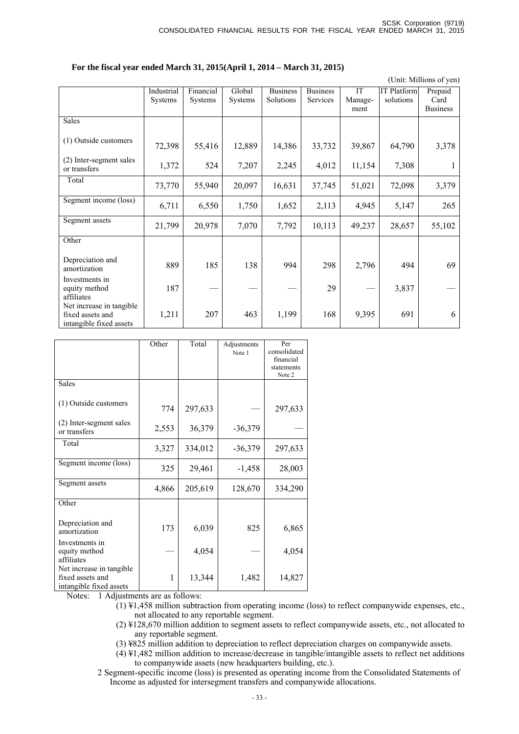**For the fiscal year ended March 31, 2015(April 1, 2014 – March 31, 2015)**

(Unit: Millions of yen)

| | Industrial Systems | Financial Systems | Global Systems | Business Solutions | Business Services | IT Manage-ment | IT Platform solutions | Prepaid Card Business |
|---|---|---|---|---|---|---|---|---|
| Sales | | | | | | | | |
| (1) Outside customers | 72,398 | 55,416 | 12,889 | 14,386 | 33,732 | 39,867 | 64,790 | 3,378 |
| (2) Inter-segment sales or transfers | 1,372 | 524 | 7,207 | 2,245 | 4,012 | 11,154 | 7,308 | 1 |
| Total | 73,770 | 55,940 | 20,097 | 16,631 | 37,745 | 51,021 | 72,098 | 3,379 |
| Segment income (loss) | 6,711 | 6,550 | 1,750 | 1,652 | 2,113 | 4,945 | 5,147 | 265 |
| Segment assets | 21,799 | 20,978 | 7,070 | 7,792 | 10,113 | 49,237 | 28,657 | 55,102 |
| Other | | | | | | | | |
| Depreciation and amortization | 889 | 185 | 138 | 994 | 298 | 2,796 | 494 | 69 |
| Investments in equity method affiliates | 187 | — | — | — | 29 | — | 3,837 | — |
| Net increase in tangible fixed assets and intangible fixed assets | 1,211 | 207 | 463 | 1,199 | 168 | 9,395 | 691 | 6 |

| | Other | Total | Adjustments Note 1 | Per consolidated financial statements Note 2 |
|---|---|---|---|---|
| Sales | | | | |
| (1) Outside customers | 774 | 297,633 | — | 297,633 |
| (2) Inter-segment sales or transfers | 2,553 | 36,379 | -36,379 | — |
| Total | 3,327 | 334,012 | -36,379 | 297,633 |
| Segment income (loss) | 325 | 29,461 | -1,458 | 28,003 |
| Segment assets | 4,866 | 205,619 | 128,670 | 334,290 |
| Other | | | | |
| Depreciation and amortization | 173 | 6,039 | 825 | 6,865 |
| Investments in equity method affiliates | — | 4,054 | — | 4,054 |
| Net increase in tangible fixed assets and intangible fixed assets | 1 | 13,344 | 1,482 | 14,827 |

Notes: 1 Adjustments are as follows:

(1) ¥1,458 million subtraction from operating income (loss) to reflect companywide expenses, etc., not allocated to any reportable segment.

(2) ¥128,670 million addition to segment assets to reflect companywide assets, etc., not allocated to any reportable segment.

(3) ¥825 million addition to depreciation to reflect depreciation charges on companywide assets.

(4) ¥1,482 million addition to increase/decrease in tangible/intangible assets to reflect net additions to companywide assets (new headquarters building, etc.).

2 Segment-specific income (loss) is presented as operating income from the Consolidated Statements of Income as adjusted for intersegment transfers and companywide allocations.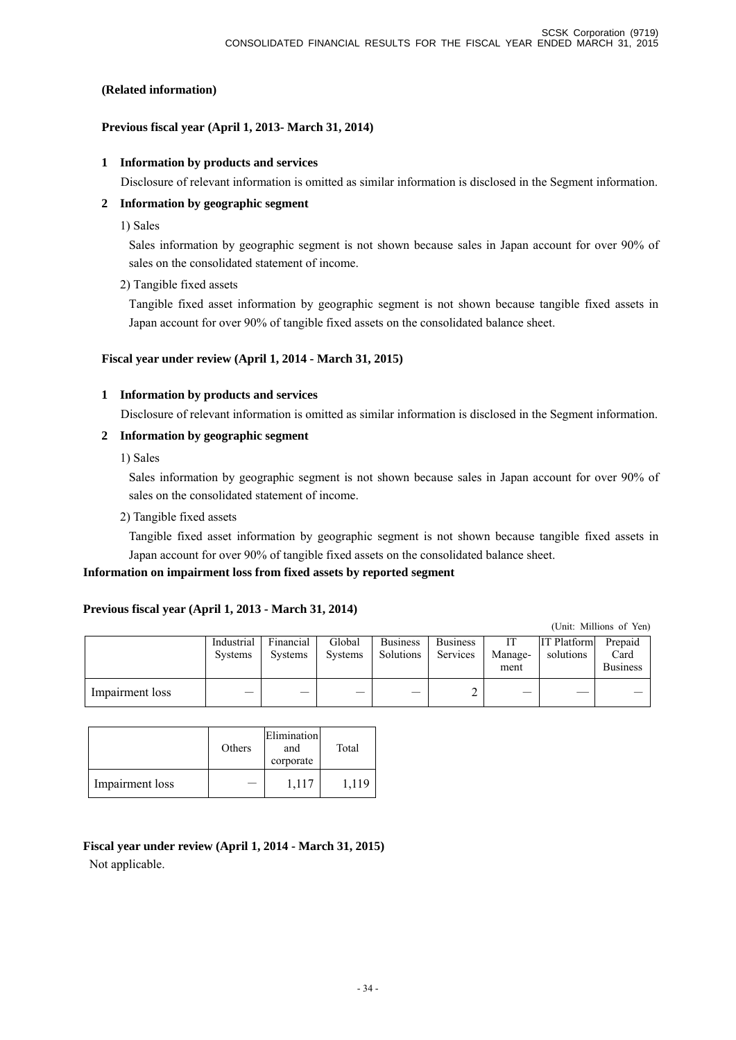**(Related information)**

**Previous fiscal year (April 1, 2013- March 31, 2014)**

**1 Information by products and services**

Disclosure of relevant information is omitted as similar information is disclosed in the Segment information.

**2 Information by geographic segment**

1) Sales

Sales information by geographic segment is not shown because sales in Japan account for over 90% of sales on the consolidated statement of income.

2) Tangible fixed assets

Tangible fixed asset information by geographic segment is not shown because tangible fixed assets in Japan account for over 90% of tangible fixed assets on the consolidated balance sheet.

**Fiscal year under review (April 1, 2014 - March 31, 2015)**

**1 Information by products and services**

Disclosure of relevant information is omitted as similar information is disclosed in the Segment information.

**2 Information by geographic segment**

1) Sales

Sales information by geographic segment is not shown because sales in Japan account for over 90% of sales on the consolidated statement of income.

2) Tangible fixed assets

Tangible fixed asset information by geographic segment is not shown because tangible fixed assets in Japan account for over 90% of tangible fixed assets on the consolidated balance sheet.

**Information on impairment loss from fixed assets by reported segment**

**Previous fiscal year (April 1, 2013 - March 31, 2014)**

(Unit: Millions of Yen)

| | Industrial Systems | Financial Systems | Global Systems | Business Solutions | Business Services | IT Manage-ment | IT Platform solutions | Prepaid Card Business |
|---|---|---|---|---|---|---|---|---|
| Impairment loss | — | — | — | — | 2 | — | — | — |

| | Others | Elimination and corporate | Total |
|---|---|---|---|
| Impairment loss | — | 1,117 | 1,119 |

**Fiscal year under review (April 1, 2014 - March 31, 2015)**

Not applicable.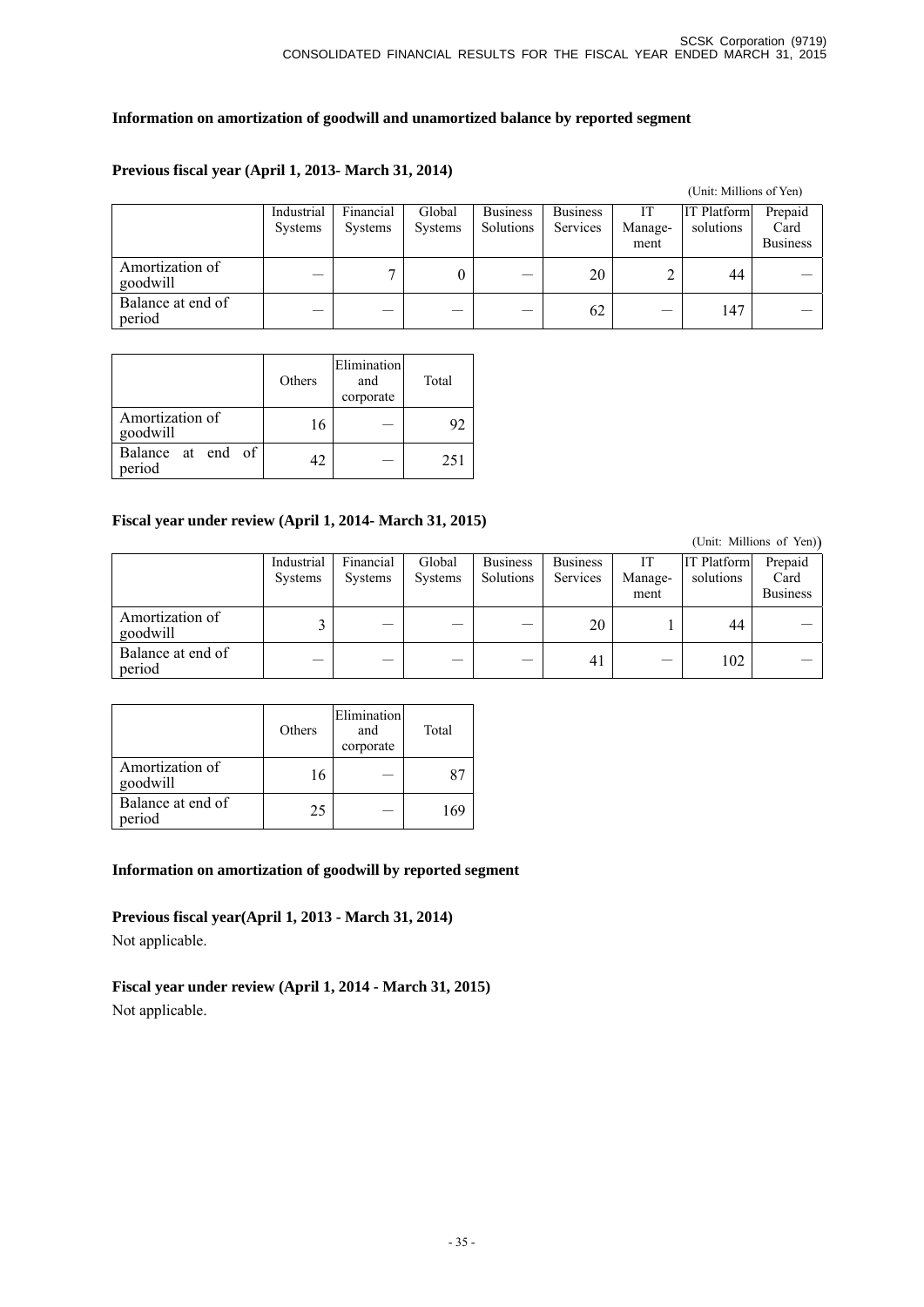### Information on amortization of goodwill and unamortized balance by reported segment

#### Previous fiscal year (April 1, 2013- March 31, 2014)

(Unit: Millions of Yen)

| | Industrial Systems | Financial Systems | Global Systems | Business Solutions | Business Services | IT Manage-ment | IT Platform solutions | Prepaid Card Business |
|---|---|---|---|---|---|---|---|---|
| Amortization of goodwill | — | 7 | 0 | — | 20 | 2 | 44 | — |
| Balance at end of period | — | — | — | — | 62 | — | 147 | — |

| | Others | Elimination and corporate | Total |
|---|---|---|---|
| Amortization of goodwill | 16 | — | 92 |
| Balance at end of period | 42 | — | 251 |

#### Fiscal year under review (April 1, 2014- March 31, 2015)

(Unit: Millions of Yen))

| | Industrial Systems | Financial Systems | Global Systems | Business Solutions | Business Services | IT Manage-ment | IT Platform solutions | Prepaid Card Business |
|---|---|---|---|---|---|---|---|---|
| Amortization of goodwill | 3 | — | — | — | 20 | 1 | 44 | — |
| Balance at end of period | — | — | — | — | 41 | — | 102 | — |

| | Others | Elimination and corporate | Total |
|---|---|---|---|
| Amortization of goodwill | 16 | — | 87 |
| Balance at end of period | 25 | — | 169 |

### Information on amortization of goodwill by reported segment

#### Previous fiscal year(April 1, 2013 - March 31, 2014)

Not applicable.

#### Fiscal year under review (April 1, 2014 - March 31, 2015)

Not applicable.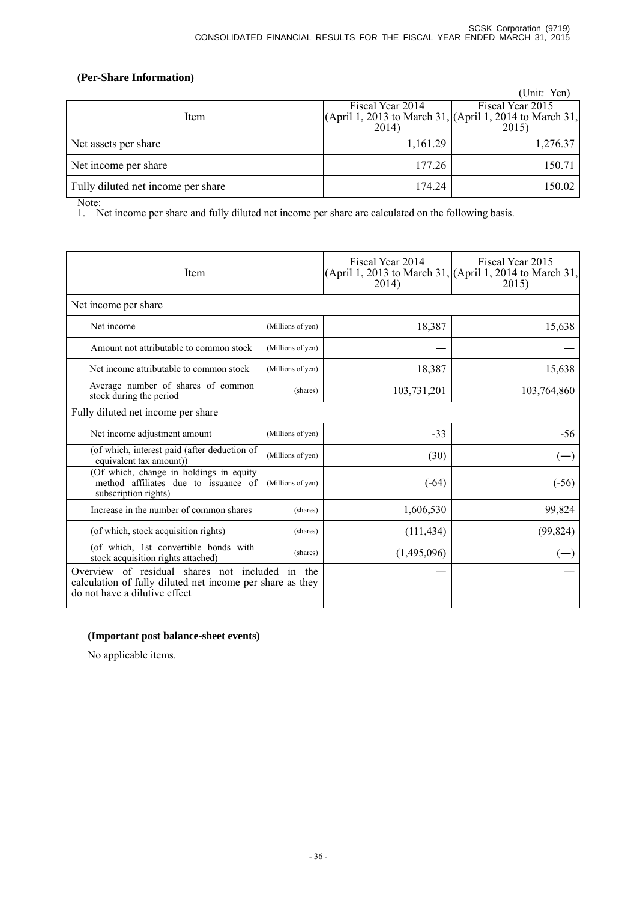**(Per-Share Information)**

(Unit: Yen)

| Item | Fiscal Year 2014 (April 1, 2013 to March 31, 2014) | Fiscal Year 2015 (April 1, 2014 to March 31, 2015) |
|---|---|---|
| Net assets per share | 1,161.29 | 1,276.37 |
| Net income per share | 177.26 | 150.71 |
| Fully diluted net income per share | 174.24 | 150.02 |

Note:
1. Net income per share and fully diluted net income per share are calculated on the following basis.

| Item | | Fiscal Year 2014 (April 1, 2013 to March 31, 2014) | Fiscal Year 2015 (April 1, 2014 to March 31, 2015) |
|---|---|---|---|
| Net income per share | | | |
| Net income | (Millions of yen) | 18,387 | 15,638 |
| Amount not attributable to common stock | (Millions of yen) | — | — |
| Net income attributable to common stock | (Millions of yen) | 18,387 | 15,638 |
| Average number of shares of common stock during the period | (shares) | 103,731,201 | 103,764,860 |
| Fully diluted net income per share | | | |
| Net income adjustment amount | (Millions of yen) | -33 | -56 |
| (of which, interest paid (after deduction of equivalent tax amount)) | (Millions of yen) | (30) | (—) |
| (Of which, change in holdings in equity method affiliates due to issuance of subscription rights) | (Millions of yen) | (-64) | (-56) |
| Increase in the number of common shares | (shares) | 1,606,530 | 99,824 |
| (of which, stock acquisition rights) | (shares) | (111,434) | (99,824) |
| (of which, 1st convertible bonds with stock acquisition rights attached) | (shares) | (1,495,096) | (—) |
| Overview of residual shares not included in the calculation of fully diluted net income per share as they do not have a dilutive effect | | — | — |

**(Important post balance-sheet events)**

No applicable items.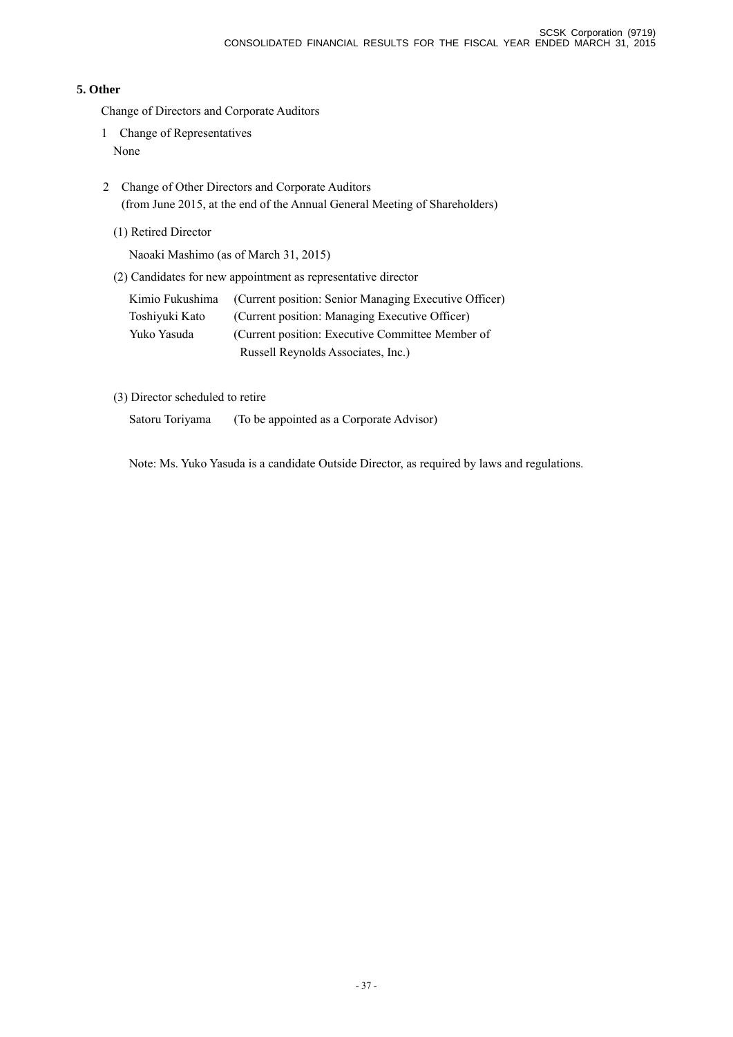## 5. Other

Change of Directors and Corporate Auditors

1 Change of Representatives

None

2 Change of Other Directors and Corporate Auditors
(from June 2015, at the end of the Annual General Meeting of Shareholders)

(1) Retired Director

Naoaki Mashimo (as of March 31, 2015)

(2) Candidates for new appointment as representative director

Kimio Fukushima (Current position: Senior Managing Executive Officer)
Toshiyuki Kato (Current position: Managing Executive Officer)
Yuko Yasuda (Current position: Executive Committee Member of Russell Reynolds Associates, Inc.)

(3) Director scheduled to retire

Satoru Toriyama (To be appointed as a Corporate Advisor)

Note: Ms. Yuko Yasuda is a candidate Outside Director, as required by laws and regulations.